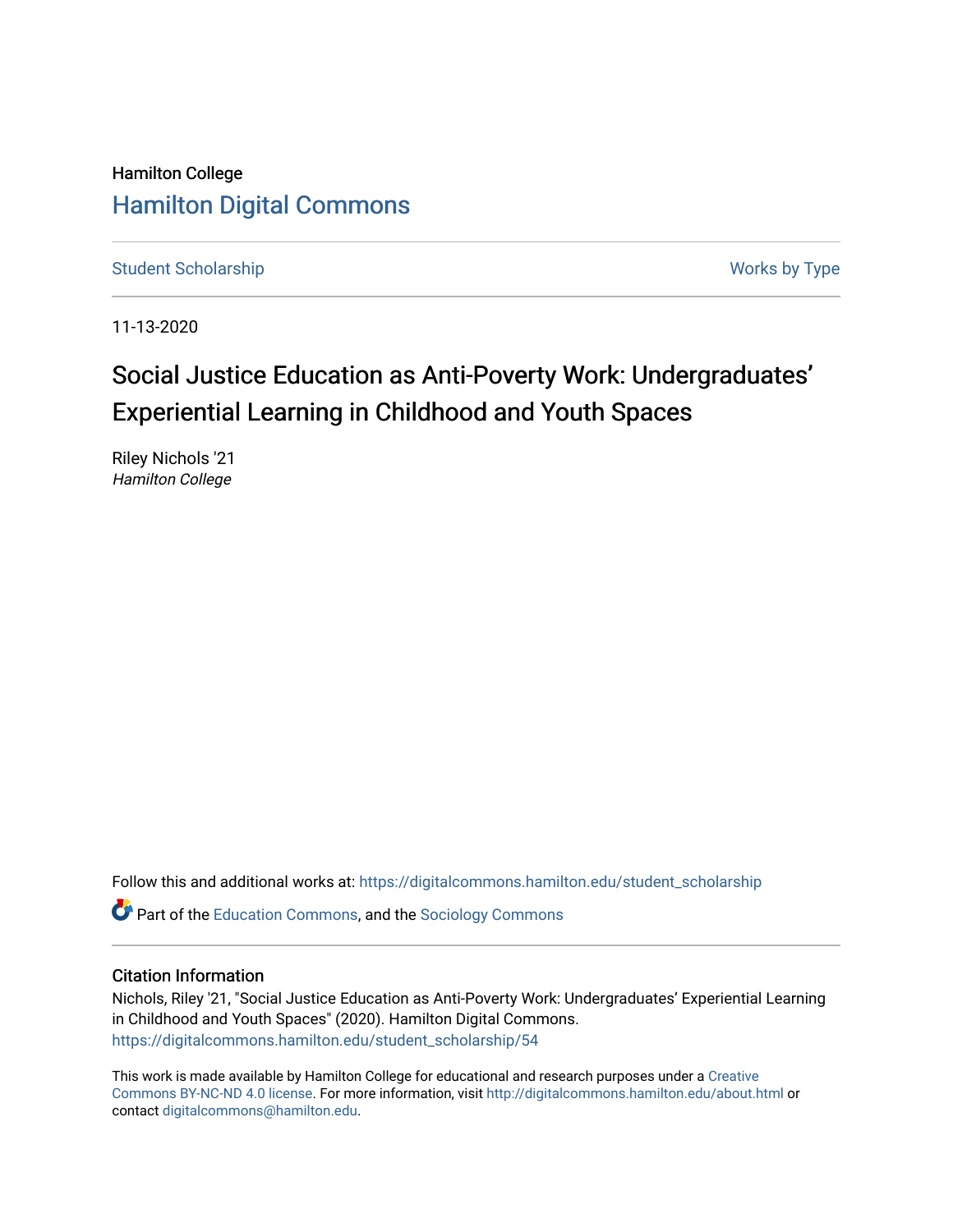Hamilton College

# Hamilton Digital Commons

Student Scholarship | Works by Type

11-13-2020

## Social Justice Education as Anti-Poverty Work: Undergraduates' Experiential Learning in Childhood and Youth Spaces

Riley Nichols '21
*Hamilton College*

Follow this and additional works at: https://digitalcommons.hamilton.edu/student_scholarship

Part of the Education Commons, and the Sociology Commons

### Citation Information

Nichols, Riley '21, "Social Justice Education as Anti-Poverty Work: Undergraduates' Experiential Learning in Childhood and Youth Spaces" (2020). Hamilton Digital Commons.
https://digitalcommons.hamilton.edu/student_scholarship/54

This work is made available by Hamilton College for educational and research purposes under a Creative Commons BY-NC-ND 4.0 license. For more information, visit http://digitalcommons.hamilton.edu/about.html or contact digitalcommons@hamilton.edu.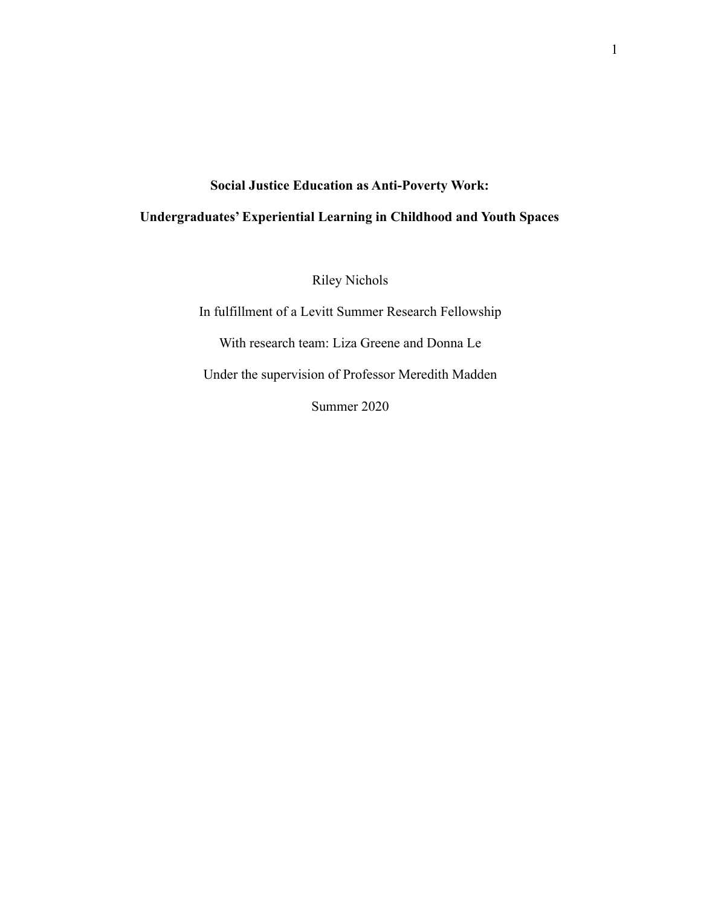**Social Justice Education as Anti-Poverty Work:**

**Undergraduates' Experiential Learning in Childhood and Youth Spaces**

Riley Nichols

In fulfillment of a Levitt Summer Research Fellowship

With research team: Liza Greene and Donna Le

Under the supervision of Professor Meredith Madden

Summer 2020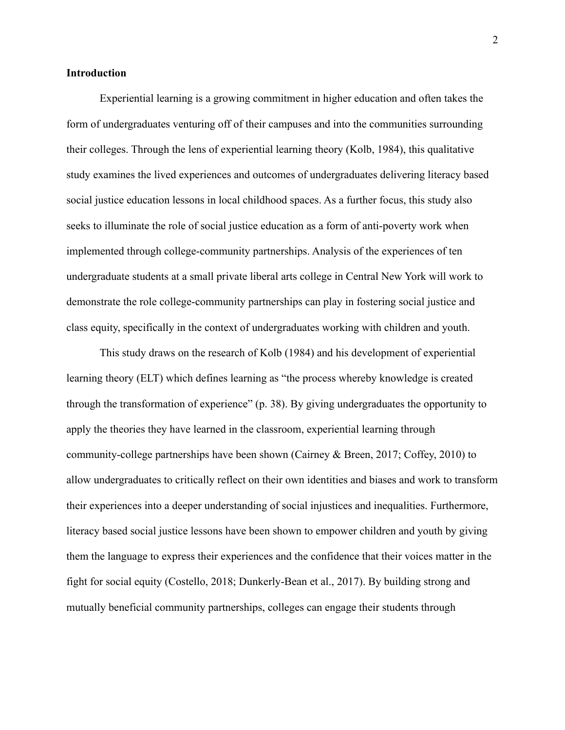## Introduction

Experiential learning is a growing commitment in higher education and often takes the form of undergraduates venturing off of their campuses and into the communities surrounding their colleges. Through the lens of experiential learning theory (Kolb, 1984), this qualitative study examines the lived experiences and outcomes of undergraduates delivering literacy based social justice education lessons in local childhood spaces. As a further focus, this study also seeks to illuminate the role of social justice education as a form of anti-poverty work when implemented through college-community partnerships. Analysis of the experiences of ten undergraduate students at a small private liberal arts college in Central New York will work to demonstrate the role college-community partnerships can play in fostering social justice and class equity, specifically in the context of undergraduates working with children and youth.

This study draws on the research of Kolb (1984) and his development of experiential learning theory (ELT) which defines learning as "the process whereby knowledge is created through the transformation of experience" (p. 38). By giving undergraduates the opportunity to apply the theories they have learned in the classroom, experiential learning through community-college partnerships have been shown (Cairney & Breen, 2017; Coffey, 2010) to allow undergraduates to critically reflect on their own identities and biases and work to transform their experiences into a deeper understanding of social injustices and inequalities. Furthermore, literacy based social justice lessons have been shown to empower children and youth by giving them the language to express their experiences and the confidence that their voices matter in the fight for social equity (Costello, 2018; Dunkerly-Bean et al., 2017). By building strong and mutually beneficial community partnerships, colleges can engage their students through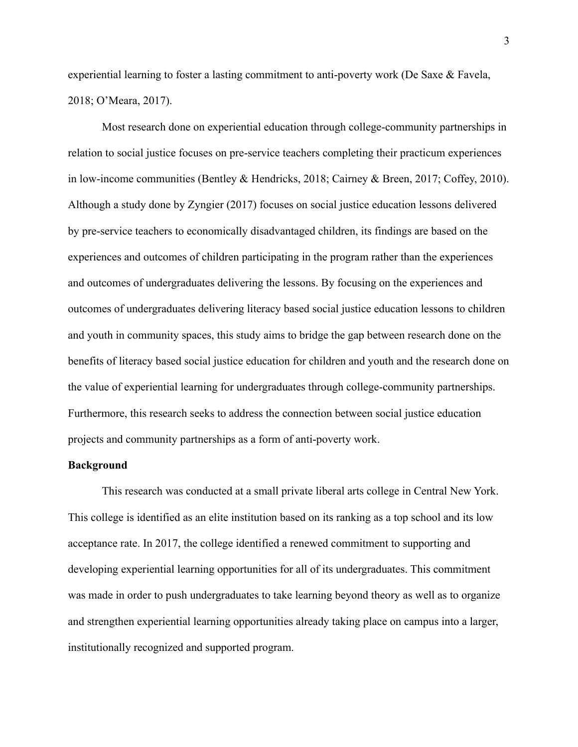experiential learning to foster a lasting commitment to anti-poverty work (De Saxe & Favela, 2018; O'Meara, 2017).

Most research done on experiential education through college-community partnerships in relation to social justice focuses on pre-service teachers completing their practicum experiences in low-income communities (Bentley & Hendricks, 2018; Cairney & Breen, 2017; Coffey, 2010). Although a study done by Zyngier (2017) focuses on social justice education lessons delivered by pre-service teachers to economically disadvantaged children, its findings are based on the experiences and outcomes of children participating in the program rather than the experiences and outcomes of undergraduates delivering the lessons. By focusing on the experiences and outcomes of undergraduates delivering literacy based social justice education lessons to children and youth in community spaces, this study aims to bridge the gap between research done on the benefits of literacy based social justice education for children and youth and the research done on the value of experiential learning for undergraduates through college-community partnerships. Furthermore, this research seeks to address the connection between social justice education projects and community partnerships as a form of anti-poverty work.

**Background**

This research was conducted at a small private liberal arts college in Central New York. This college is identified as an elite institution based on its ranking as a top school and its low acceptance rate. In 2017, the college identified a renewed commitment to supporting and developing experiential learning opportunities for all of its undergraduates. This commitment was made in order to push undergraduates to take learning beyond theory as well as to organize and strengthen experiential learning opportunities already taking place on campus into a larger, institutionally recognized and supported program.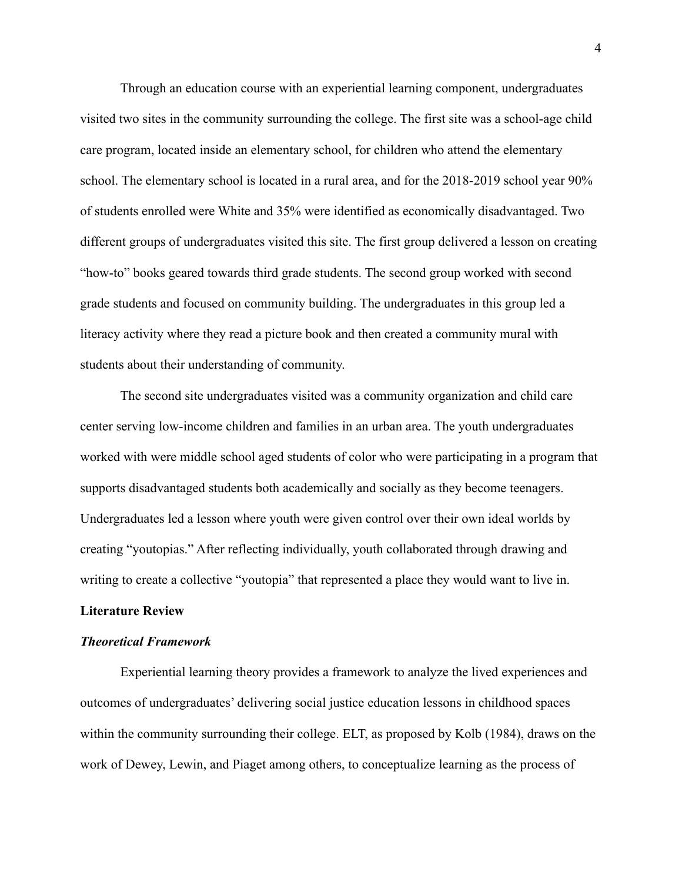Through an education course with an experiential learning component, undergraduates visited two sites in the community surrounding the college. The first site was a school-age child care program, located inside an elementary school, for children who attend the elementary school. The elementary school is located in a rural area, and for the 2018-2019 school year 90% of students enrolled were White and 35% were identified as economically disadvantaged. Two different groups of undergraduates visited this site. The first group delivered a lesson on creating "how-to" books geared towards third grade students. The second group worked with second grade students and focused on community building. The undergraduates in this group led a literacy activity where they read a picture book and then created a community mural with students about their understanding of community.

The second site undergraduates visited was a community organization and child care center serving low-income children and families in an urban area. The youth undergraduates worked with were middle school aged students of color who were participating in a program that supports disadvantaged students both academically and socially as they become teenagers. Undergraduates led a lesson where youth were given control over their own ideal worlds by creating "youtopias." After reflecting individually, youth collaborated through drawing and writing to create a collective "youtopia" that represented a place they would want to live in.

## Literature Review

### *Theoretical Framework*

Experiential learning theory provides a framework to analyze the lived experiences and outcomes of undergraduates' delivering social justice education lessons in childhood spaces within the community surrounding their college. ELT, as proposed by Kolb (1984), draws on the work of Dewey, Lewin, and Piaget among others, to conceptualize learning as the process of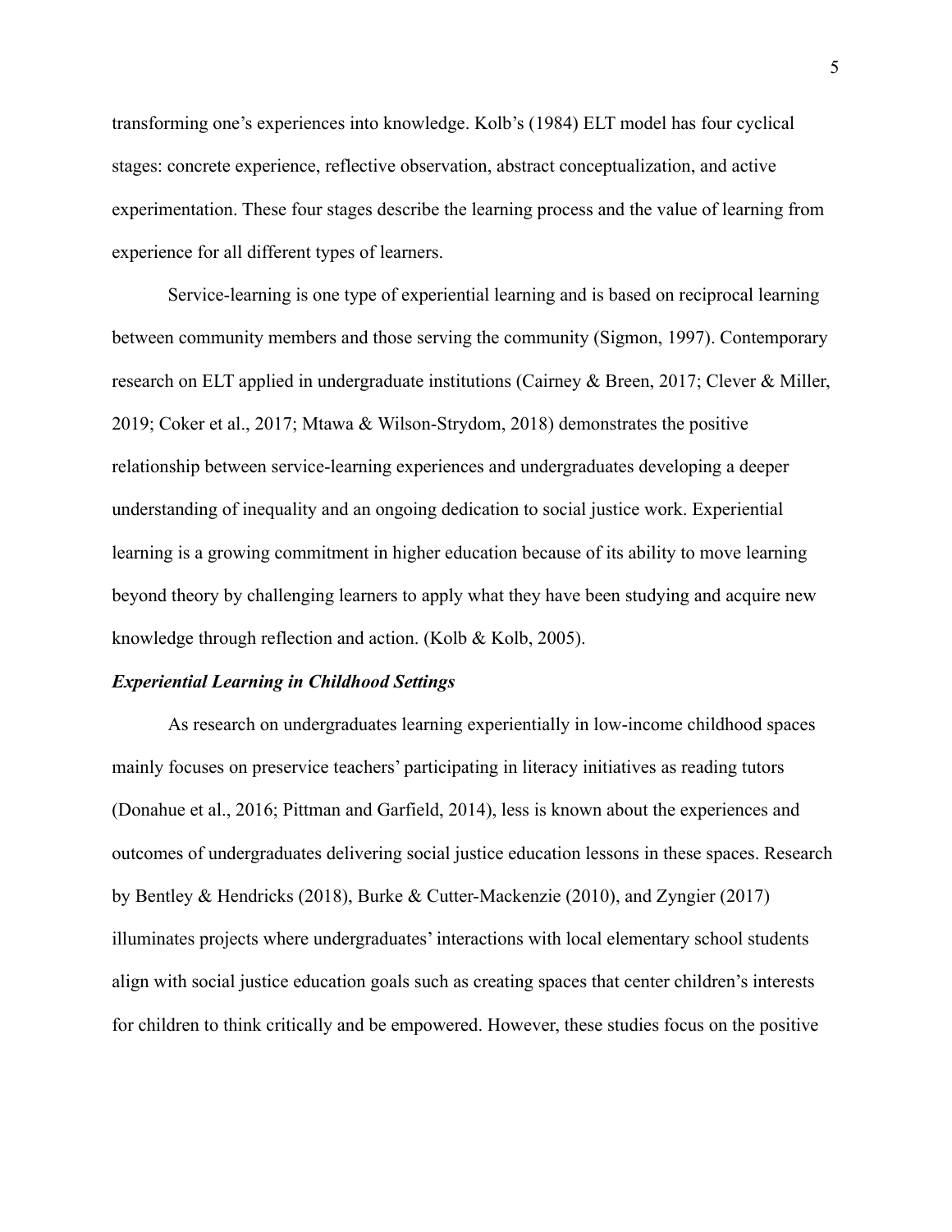transforming one's experiences into knowledge. Kolb's (1984) ELT model has four cyclical stages: concrete experience, reflective observation, abstract conceptualization, and active experimentation. These four stages describe the learning process and the value of learning from experience for all different types of learners.

Service-learning is one type of experiential learning and is based on reciprocal learning between community members and those serving the community (Sigmon, 1997). Contemporary research on ELT applied in undergraduate institutions (Cairney & Breen, 2017; Clever & Miller, 2019; Coker et al., 2017; Mtawa & Wilson-Strydom, 2018) demonstrates the positive relationship between service-learning experiences and undergraduates developing a deeper understanding of inequality and an ongoing dedication to social justice work. Experiential learning is a growing commitment in higher education because of its ability to move learning beyond theory by challenging learners to apply what they have been studying and acquire new knowledge through reflection and action. (Kolb & Kolb, 2005).

***Experiential Learning in Childhood Settings***

As research on undergraduates learning experientially in low-income childhood spaces mainly focuses on preservice teachers' participating in literacy initiatives as reading tutors (Donahue et al., 2016; Pittman and Garfield, 2014), less is known about the experiences and outcomes of undergraduates delivering social justice education lessons in these spaces. Research by Bentley & Hendricks (2018), Burke & Cutter-Mackenzie (2010), and Zyngier (2017) illuminates projects where undergraduates' interactions with local elementary school students align with social justice education goals such as creating spaces that center children's interests for children to think critically and be empowered. However, these studies focus on the positive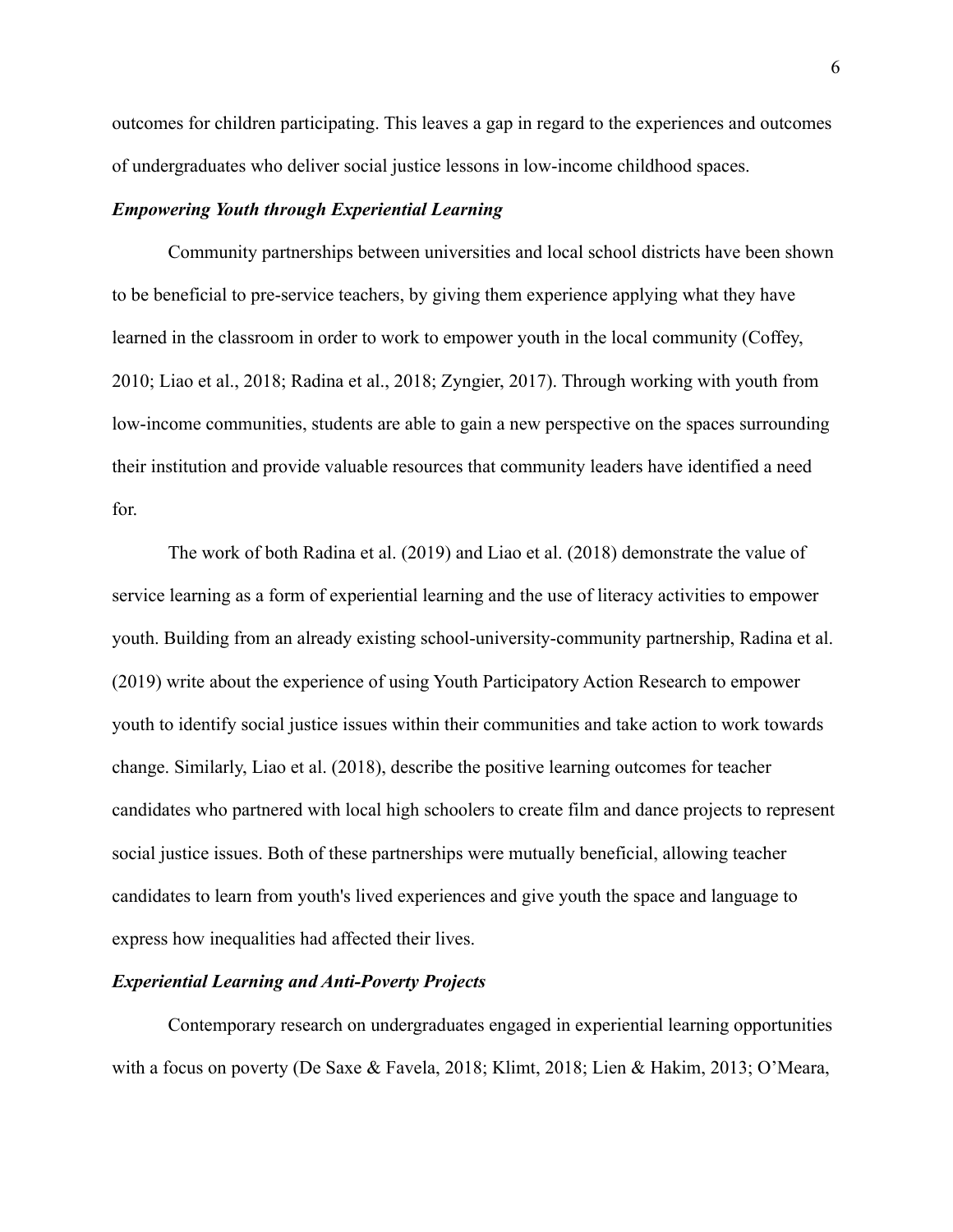outcomes for children participating. This leaves a gap in regard to the experiences and outcomes of undergraduates who deliver social justice lessons in low-income childhood spaces.

### ***Empowering Youth through Experiential Learning***

Community partnerships between universities and local school districts have been shown to be beneficial to pre-service teachers, by giving them experience applying what they have learned in the classroom in order to work to empower youth in the local community (Coffey, 2010; Liao et al., 2018; Radina et al., 2018; Zyngier, 2017). Through working with youth from low-income communities, students are able to gain a new perspective on the spaces surrounding their institution and provide valuable resources that community leaders have identified a need for.

The work of both Radina et al. (2019) and Liao et al. (2018) demonstrate the value of service learning as a form of experiential learning and the use of literacy activities to empower youth. Building from an already existing school-university-community partnership, Radina et al. (2019) write about the experience of using Youth Participatory Action Research to empower youth to identify social justice issues within their communities and take action to work towards change. Similarly, Liao et al. (2018), describe the positive learning outcomes for teacher candidates who partnered with local high schoolers to create film and dance projects to represent social justice issues. Both of these partnerships were mutually beneficial, allowing teacher candidates to learn from youth's lived experiences and give youth the space and language to express how inequalities had affected their lives.

### ***Experiential Learning and Anti-Poverty Projects***

Contemporary research on undergraduates engaged in experiential learning opportunities with a focus on poverty (De Saxe & Favela, 2018; Klimt, 2018; Lien & Hakim, 2013; O'Meara,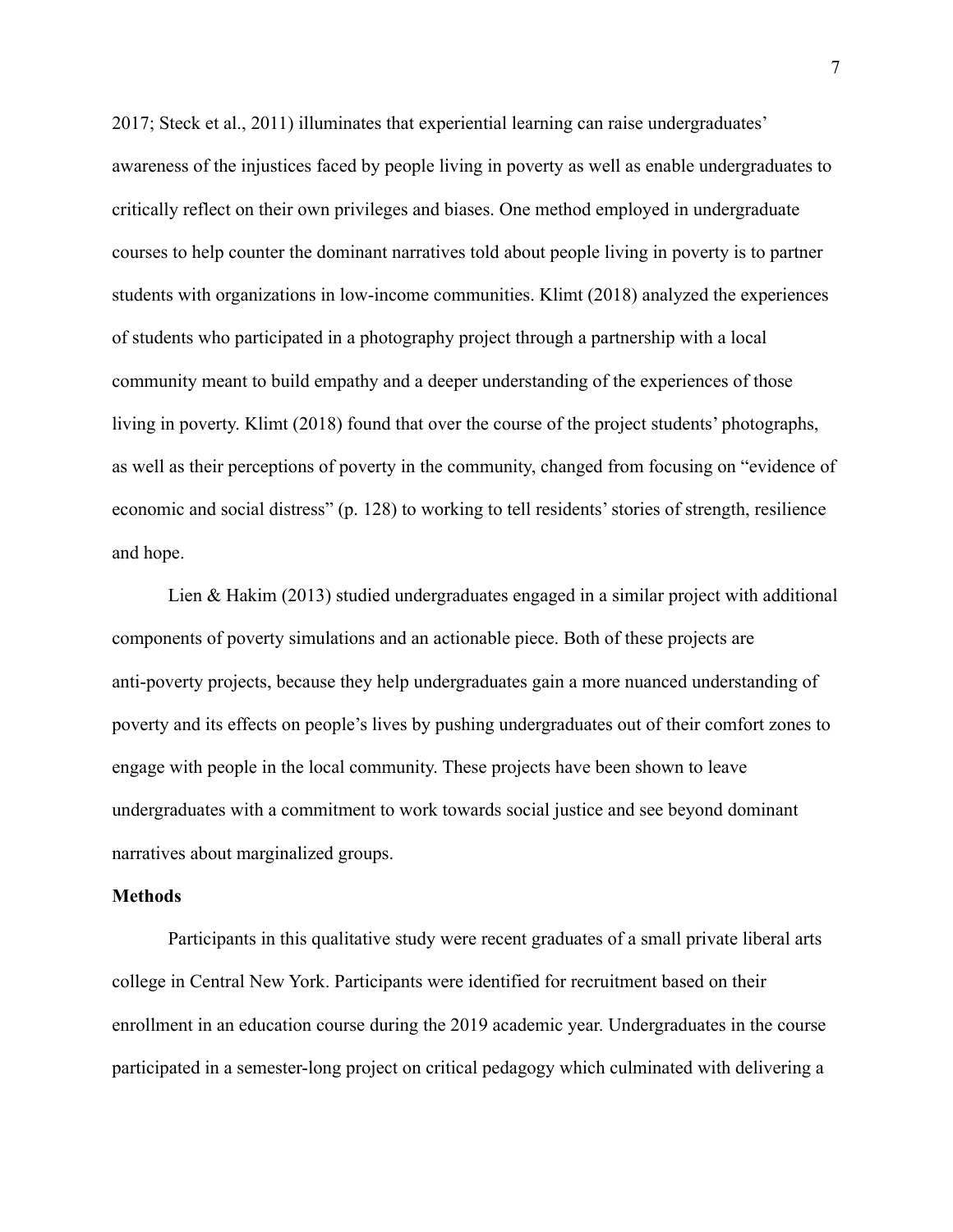2017; Steck et al., 2011) illuminates that experiential learning can raise undergraduates' awareness of the injustices faced by people living in poverty as well as enable undergraduates to critically reflect on their own privileges and biases. One method employed in undergraduate courses to help counter the dominant narratives told about people living in poverty is to partner students with organizations in low-income communities. Klimt (2018) analyzed the experiences of students who participated in a photography project through a partnership with a local community meant to build empathy and a deeper understanding of the experiences of those living in poverty. Klimt (2018) found that over the course of the project students' photographs, as well as their perceptions of poverty in the community, changed from focusing on "evidence of economic and social distress" (p. 128) to working to tell residents' stories of strength, resilience and hope.

Lien & Hakim (2013) studied undergraduates engaged in a similar project with additional components of poverty simulations and an actionable piece. Both of these projects are anti-poverty projects, because they help undergraduates gain a more nuanced understanding of poverty and its effects on people's lives by pushing undergraduates out of their comfort zones to engage with people in the local community. These projects have been shown to leave undergraduates with a commitment to work towards social justice and see beyond dominant narratives about marginalized groups.

**Methods**

Participants in this qualitative study were recent graduates of a small private liberal arts college in Central New York. Participants were identified for recruitment based on their enrollment in an education course during the 2019 academic year. Undergraduates in the course participated in a semester-long project on critical pedagogy which culminated with delivering a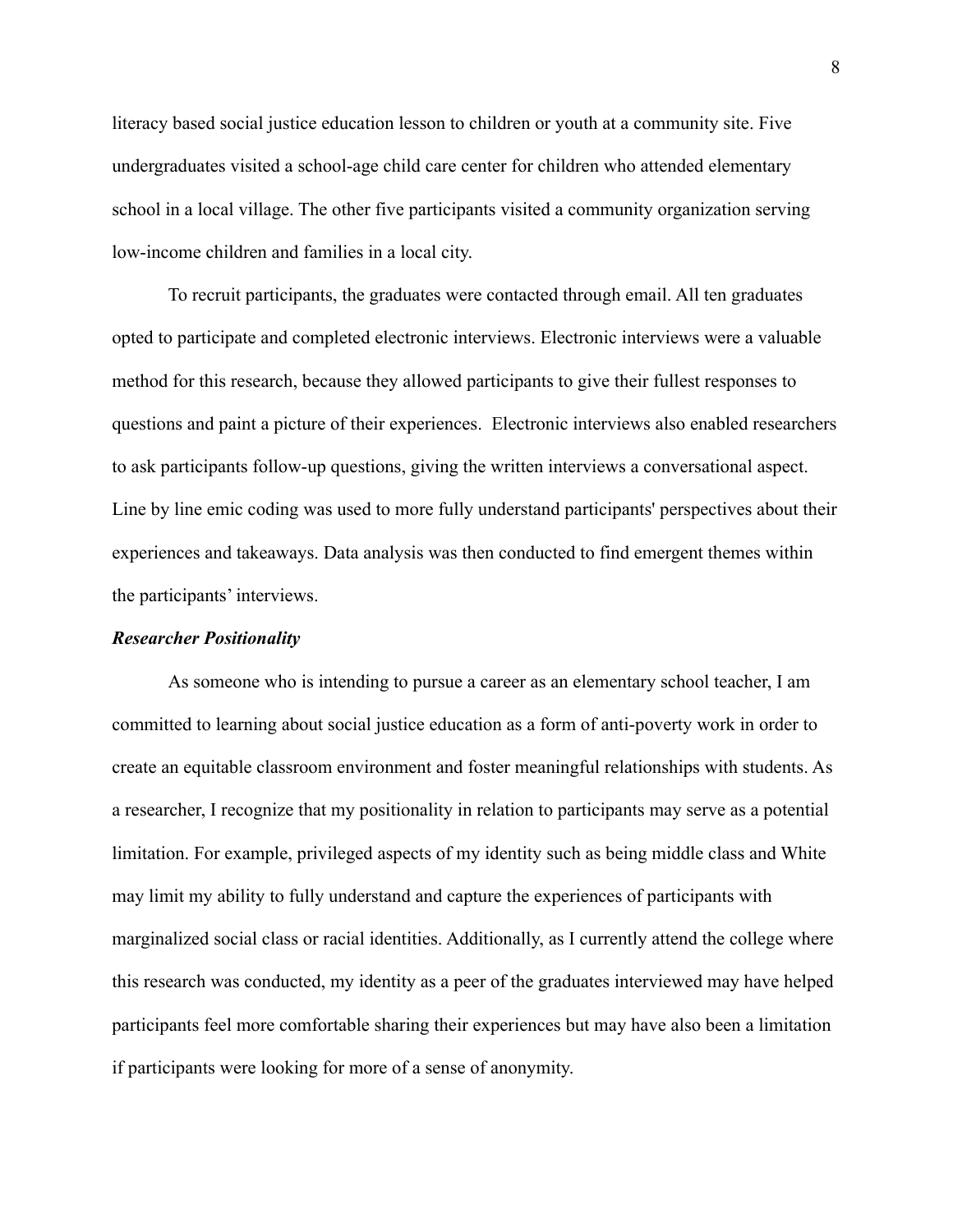literacy based social justice education lesson to children or youth at a community site. Five undergraduates visited a school-age child care center for children who attended elementary school in a local village. The other five participants visited a community organization serving low-income children and families in a local city.

To recruit participants, the graduates were contacted through email. All ten graduates opted to participate and completed electronic interviews. Electronic interviews were a valuable method for this research, because they allowed participants to give their fullest responses to questions and paint a picture of their experiences. Electronic interviews also enabled researchers to ask participants follow-up questions, giving the written interviews a conversational aspect. Line by line emic coding was used to more fully understand participants' perspectives about their experiences and takeaways. Data analysis was then conducted to find emergent themes within the participants' interviews.

### ***Researcher Positionality***

As someone who is intending to pursue a career as an elementary school teacher, I am committed to learning about social justice education as a form of anti-poverty work in order to create an equitable classroom environment and foster meaningful relationships with students. As a researcher, I recognize that my positionality in relation to participants may serve as a potential limitation. For example, privileged aspects of my identity such as being middle class and White may limit my ability to fully understand and capture the experiences of participants with marginalized social class or racial identities. Additionally, as I currently attend the college where this research was conducted, my identity as a peer of the graduates interviewed may have helped participants feel more comfortable sharing their experiences but may have also been a limitation if participants were looking for more of a sense of anonymity.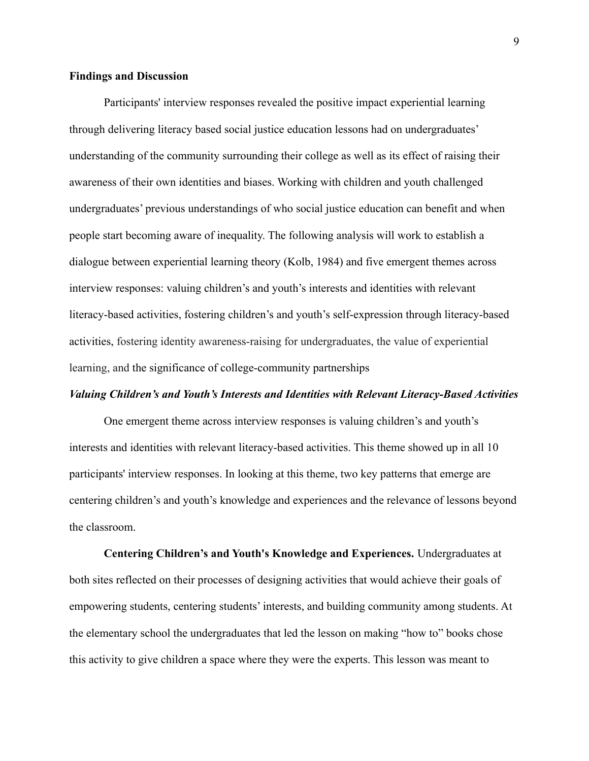## Findings and Discussion

Participants' interview responses revealed the positive impact experiential learning through delivering literacy based social justice education lessons had on undergraduates' understanding of the community surrounding their college as well as its effect of raising their awareness of their own identities and biases. Working with children and youth challenged undergraduates' previous understandings of who social justice education can benefit and when people start becoming aware of inequality. The following analysis will work to establish a dialogue between experiential learning theory (Kolb, 1984) and five emergent themes across interview responses: valuing children's and youth's interests and identities with relevant literacy-based activities, fostering children's and youth's self-expression through literacy-based activities, fostering identity awareness-raising for undergraduates, the value of experiential learning, and the significance of college-community partnerships

### *Valuing Children's and Youth's Interests and Identities with Relevant Literacy-Based Activities*

One emergent theme across interview responses is valuing children's and youth's interests and identities with relevant literacy-based activities. This theme showed up in all 10 participants' interview responses. In looking at this theme, two key patterns that emerge are centering children's and youth's knowledge and experiences and the relevance of lessons beyond the classroom.

**Centering Children's and Youth's Knowledge and Experiences.** Undergraduates at both sites reflected on their processes of designing activities that would achieve their goals of empowering students, centering students' interests, and building community among students. At the elementary school the undergraduates that led the lesson on making "how to" books chose this activity to give children a space where they were the experts. This lesson was meant to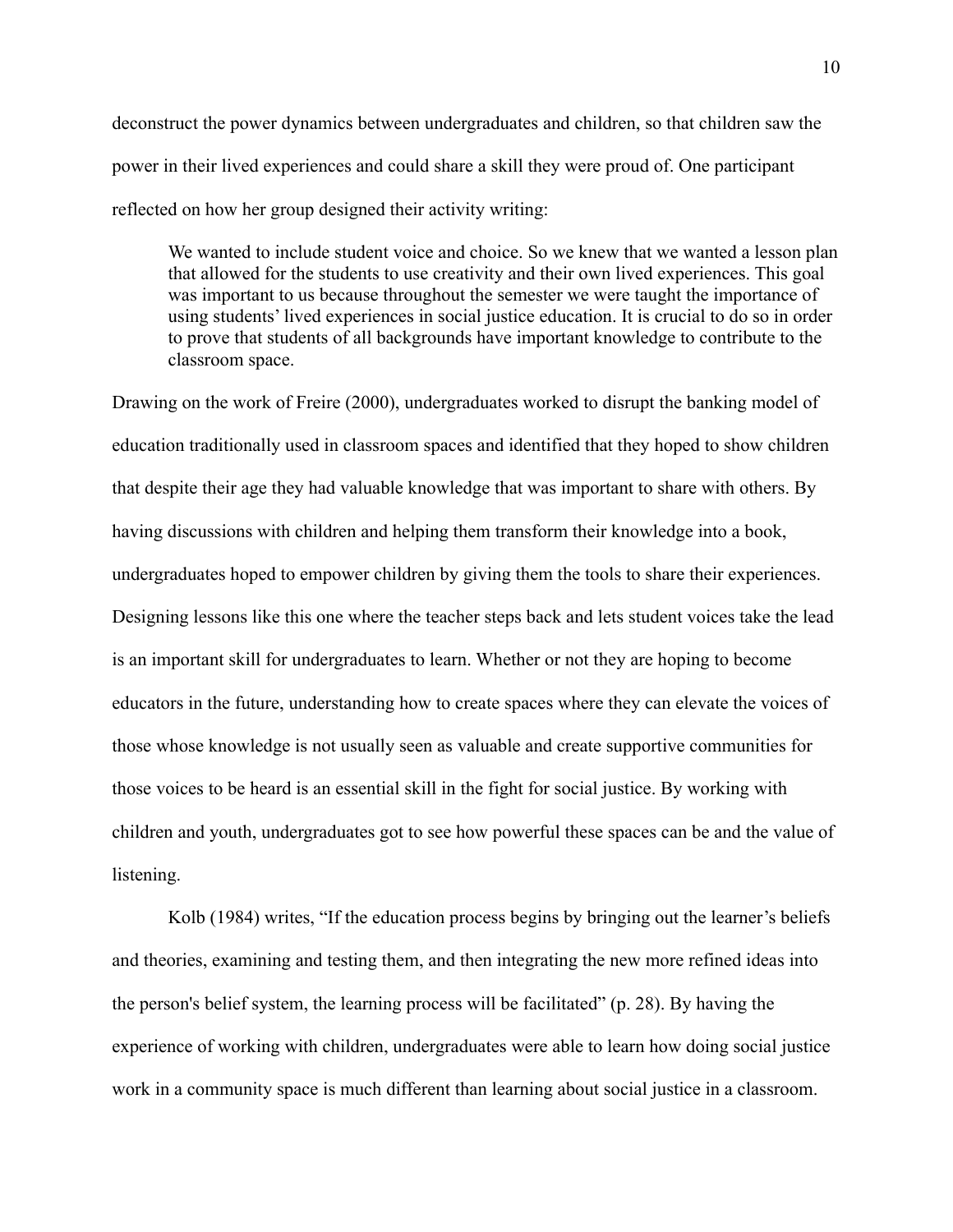deconstruct the power dynamics between undergraduates and children, so that children saw the power in their lived experiences and could share a skill they were proud of. One participant reflected on how her group designed their activity writing:

> We wanted to include student voice and choice. So we knew that we wanted a lesson plan that allowed for the students to use creativity and their own lived experiences. This goal was important to us because throughout the semester we were taught the importance of using students' lived experiences in social justice education. It is crucial to do so in order to prove that students of all backgrounds have important knowledge to contribute to the classroom space.

Drawing on the work of Freire (2000), undergraduates worked to disrupt the banking model of education traditionally used in classroom spaces and identified that they hoped to show children that despite their age they had valuable knowledge that was important to share with others. By having discussions with children and helping them transform their knowledge into a book, undergraduates hoped to empower children by giving them the tools to share their experiences. Designing lessons like this one where the teacher steps back and lets student voices take the lead is an important skill for undergraduates to learn. Whether or not they are hoping to become educators in the future, understanding how to create spaces where they can elevate the voices of those whose knowledge is not usually seen as valuable and create supportive communities for those voices to be heard is an essential skill in the fight for social justice. By working with children and youth, undergraduates got to see how powerful these spaces can be and the value of listening.

Kolb (1984) writes, "If the education process begins by bringing out the learner's beliefs and theories, examining and testing them, and then integrating the new more refined ideas into the person's belief system, the learning process will be facilitated" (p. 28). By having the experience of working with children, undergraduates were able to learn how doing social justice work in a community space is much different than learning about social justice in a classroom.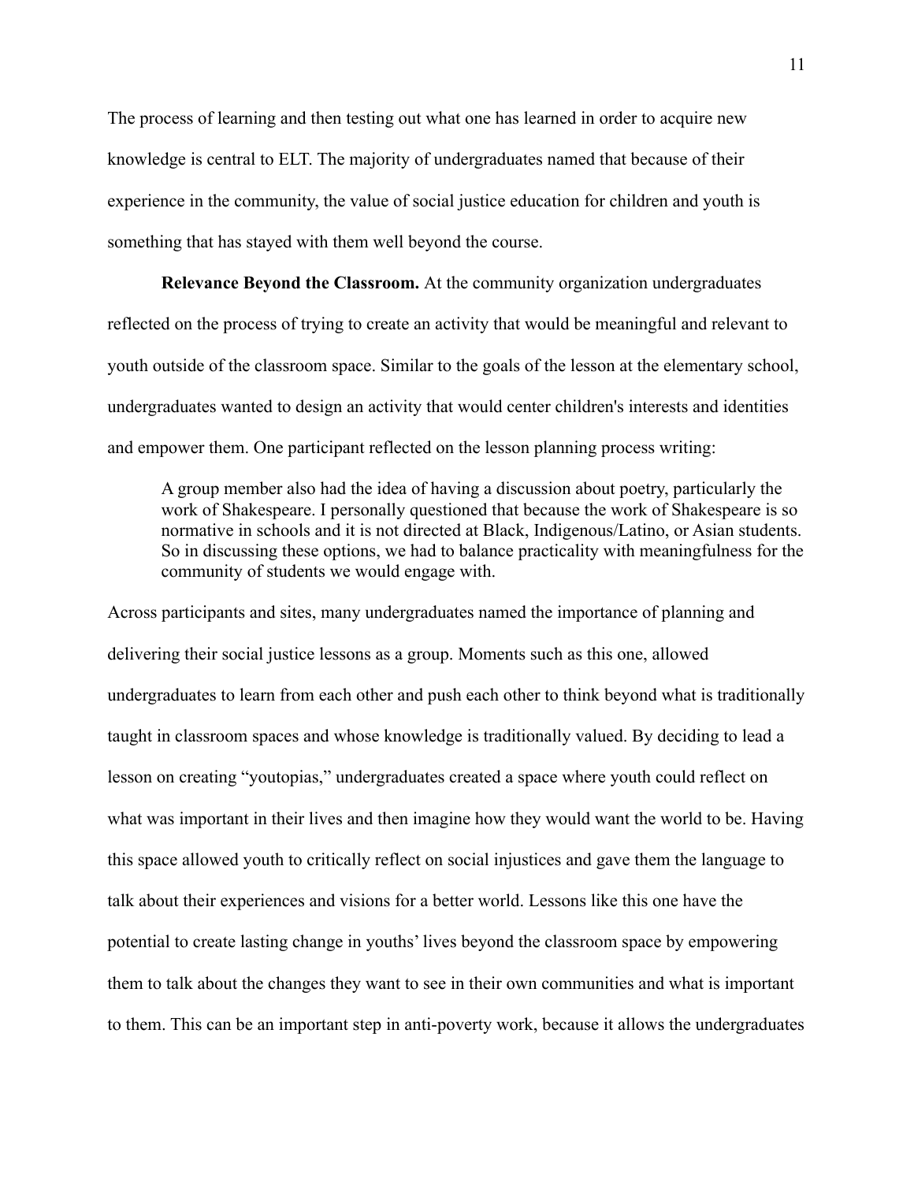The process of learning and then testing out what one has learned in order to acquire new knowledge is central to ELT. The majority of undergraduates named that because of their experience in the community, the value of social justice education for children and youth is something that has stayed with them well beyond the course.

**Relevance Beyond the Classroom.** At the community organization undergraduates reflected on the process of trying to create an activity that would be meaningful and relevant to youth outside of the classroom space. Similar to the goals of the lesson at the elementary school, undergraduates wanted to design an activity that would center children's interests and identities and empower them. One participant reflected on the lesson planning process writing:

> A group member also had the idea of having a discussion about poetry, particularly the work of Shakespeare. I personally questioned that because the work of Shakespeare is so normative in schools and it is not directed at Black, Indigenous/Latino, or Asian students. So in discussing these options, we had to balance practicality with meaningfulness for the community of students we would engage with.

Across participants and sites, many undergraduates named the importance of planning and delivering their social justice lessons as a group. Moments such as this one, allowed undergraduates to learn from each other and push each other to think beyond what is traditionally taught in classroom spaces and whose knowledge is traditionally valued. By deciding to lead a lesson on creating "youtopias," undergraduates created a space where youth could reflect on what was important in their lives and then imagine how they would want the world to be. Having this space allowed youth to critically reflect on social injustices and gave them the language to talk about their experiences and visions for a better world. Lessons like this one have the potential to create lasting change in youths' lives beyond the classroom space by empowering them to talk about the changes they want to see in their own communities and what is important to them. This can be an important step in anti-poverty work, because it allows the undergraduates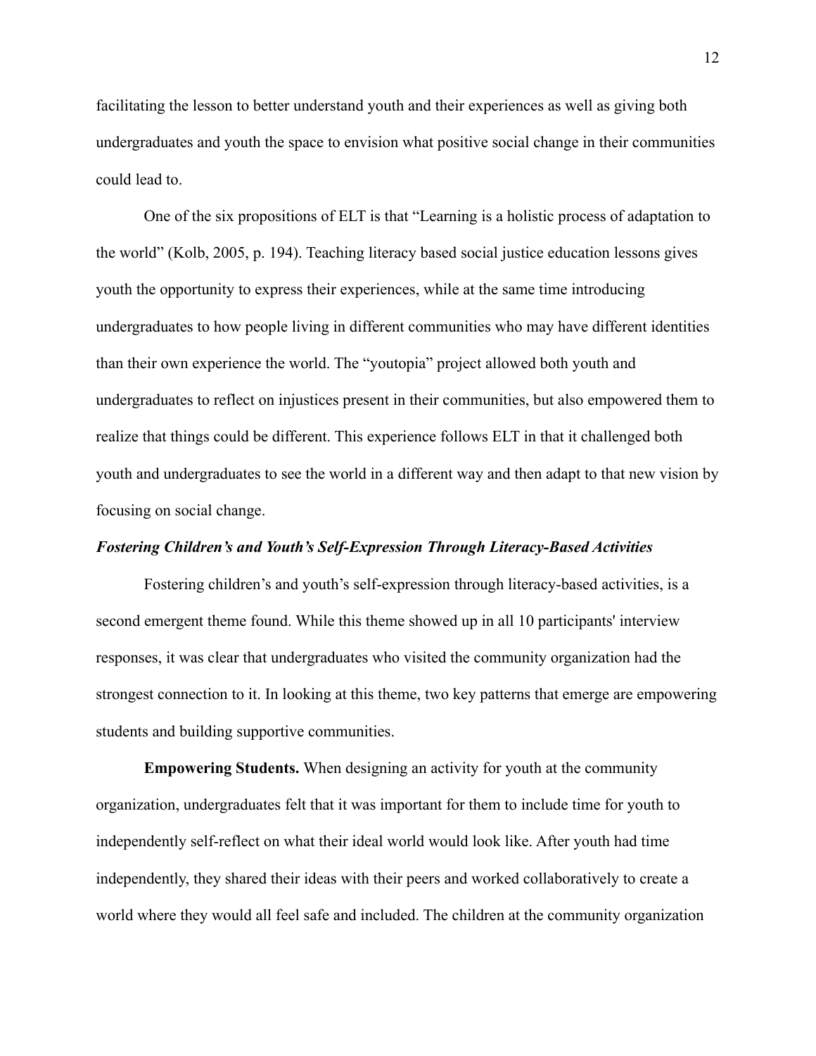facilitating the lesson to better understand youth and their experiences as well as giving both undergraduates and youth the space to envision what positive social change in their communities could lead to.

One of the six propositions of ELT is that "Learning is a holistic process of adaptation to the world" (Kolb, 2005, p. 194). Teaching literacy based social justice education lessons gives youth the opportunity to express their experiences, while at the same time introducing undergraduates to how people living in different communities who may have different identities than their own experience the world. The "youtopia" project allowed both youth and undergraduates to reflect on injustices present in their communities, but also empowered them to realize that things could be different. This experience follows ELT in that it challenged both youth and undergraduates to see the world in a different way and then adapt to that new vision by focusing on social change.

### *Fostering Children's and Youth's Self-Expression Through Literacy-Based Activities*

Fostering children's and youth's self-expression through literacy-based activities, is a second emergent theme found. While this theme showed up in all 10 participants' interview responses, it was clear that undergraduates who visited the community organization had the strongest connection to it. In looking at this theme, two key patterns that emerge are empowering students and building supportive communities.

**Empowering Students.** When designing an activity for youth at the community organization, undergraduates felt that it was important for them to include time for youth to independently self-reflect on what their ideal world would look like. After youth had time independently, they shared their ideas with their peers and worked collaboratively to create a world where they would all feel safe and included. The children at the community organization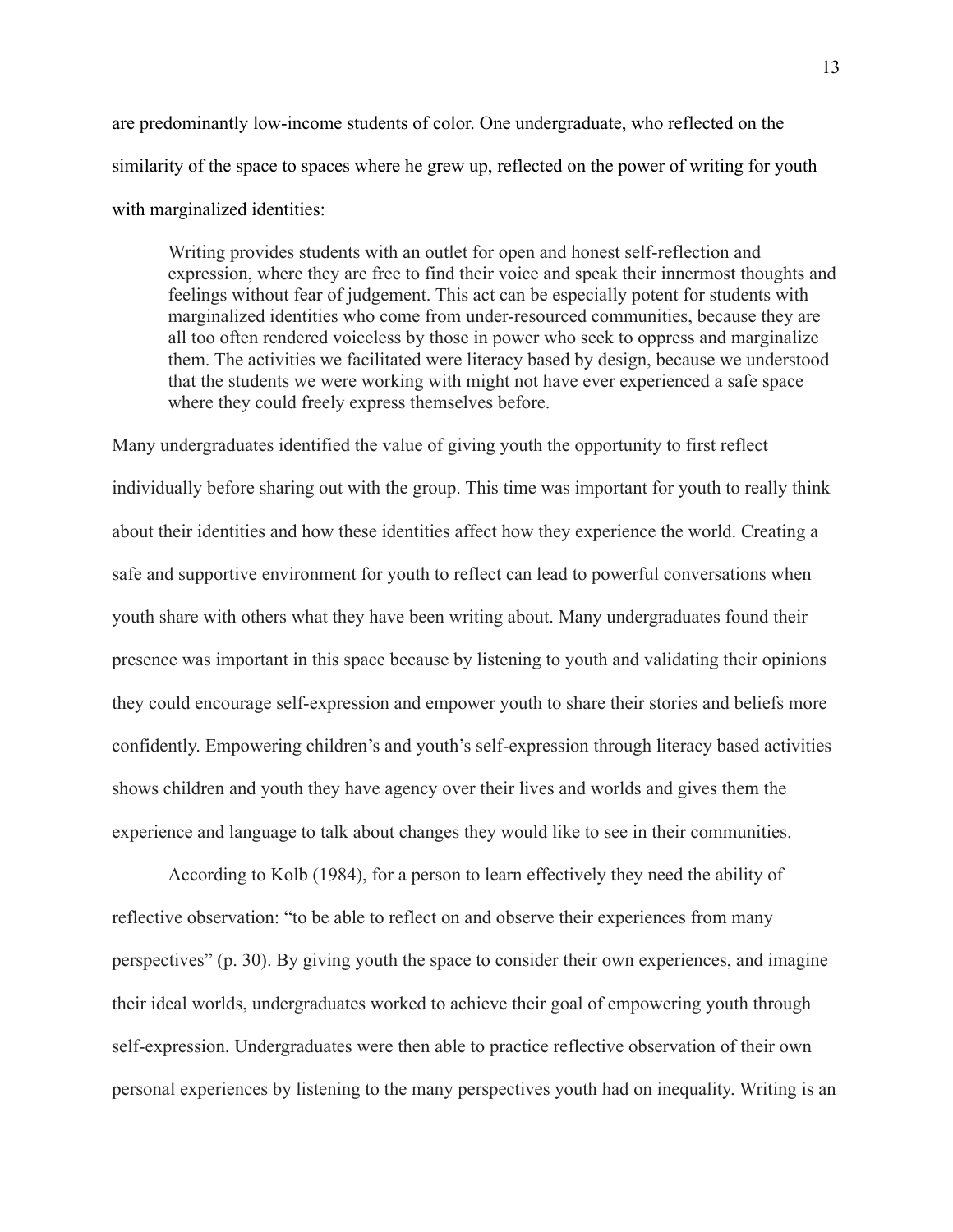are predominantly low-income students of color. One undergraduate, who reflected on the similarity of the space to spaces where he grew up, reflected on the power of writing for youth with marginalized identities:

> Writing provides students with an outlet for open and honest self-reflection and expression, where they are free to find their voice and speak their innermost thoughts and feelings without fear of judgement. This act can be especially potent for students with marginalized identities who come from under-resourced communities, because they are all too often rendered voiceless by those in power who seek to oppress and marginalize them. The activities we facilitated were literacy based by design, because we understood that the students we were working with might not have ever experienced a safe space where they could freely express themselves before.

Many undergraduates identified the value of giving youth the opportunity to first reflect individually before sharing out with the group. This time was important for youth to really think about their identities and how these identities affect how they experience the world. Creating a safe and supportive environment for youth to reflect can lead to powerful conversations when youth share with others what they have been writing about. Many undergraduates found their presence was important in this space because by listening to youth and validating their opinions they could encourage self-expression and empower youth to share their stories and beliefs more confidently. Empowering children's and youth's self-expression through literacy based activities shows children and youth they have agency over their lives and worlds and gives them the experience and language to talk about changes they would like to see in their communities.

According to Kolb (1984), for a person to learn effectively they need the ability of reflective observation: "to be able to reflect on and observe their experiences from many perspectives" (p. 30). By giving youth the space to consider their own experiences, and imagine their ideal worlds, undergraduates worked to achieve their goal of empowering youth through self-expression. Undergraduates were then able to practice reflective observation of their own personal experiences by listening to the many perspectives youth had on inequality. Writing is an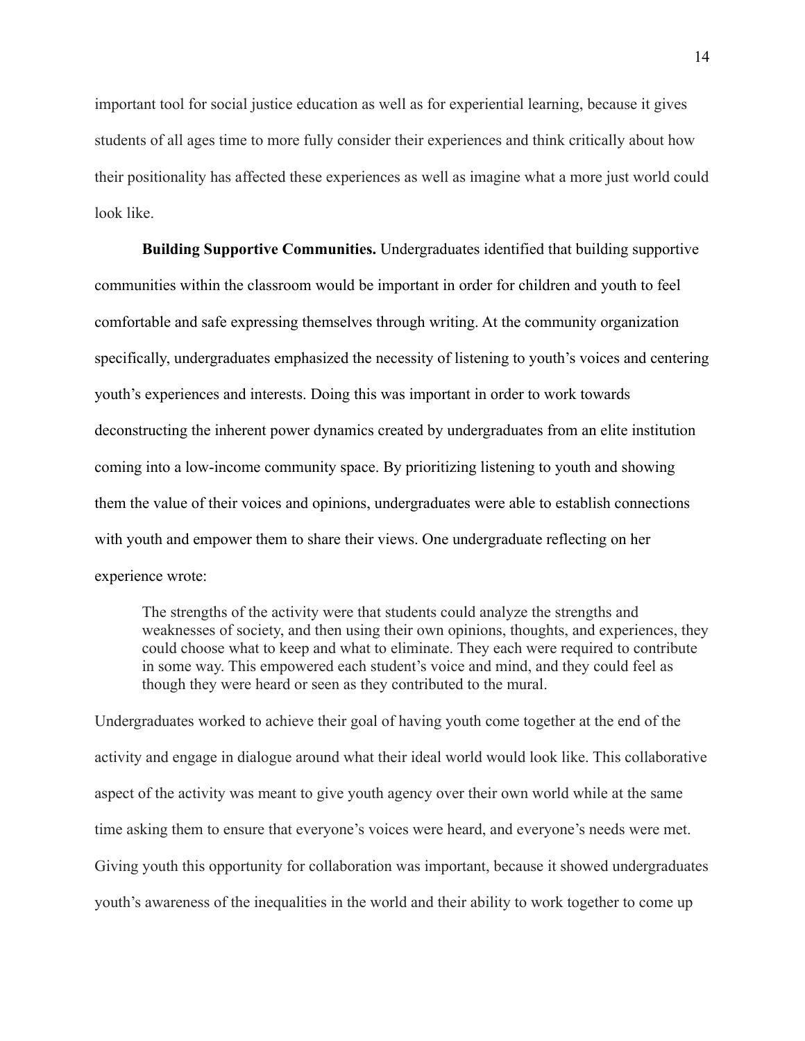important tool for social justice education as well as for experiential learning, because it gives students of all ages time to more fully consider their experiences and think critically about how their positionality has affected these experiences as well as imagine what a more just world could look like.

**Building Supportive Communities.** Undergraduates identified that building supportive communities within the classroom would be important in order for children and youth to feel comfortable and safe expressing themselves through writing. At the community organization specifically, undergraduates emphasized the necessity of listening to youth's voices and centering youth's experiences and interests. Doing this was important in order to work towards deconstructing the inherent power dynamics created by undergraduates from an elite institution coming into a low-income community space. By prioritizing listening to youth and showing them the value of their voices and opinions, undergraduates were able to establish connections with youth and empower them to share their views. One undergraduate reflecting on her experience wrote:

> The strengths of the activity were that students could analyze the strengths and weaknesses of society, and then using their own opinions, thoughts, and experiences, they could choose what to keep and what to eliminate. They each were required to contribute in some way. This empowered each student's voice and mind, and they could feel as though they were heard or seen as they contributed to the mural.

Undergraduates worked to achieve their goal of having youth come together at the end of the activity and engage in dialogue around what their ideal world would look like. This collaborative aspect of the activity was meant to give youth agency over their own world while at the same time asking them to ensure that everyone's voices were heard, and everyone's needs were met. Giving youth this opportunity for collaboration was important, because it showed undergraduates youth's awareness of the inequalities in the world and their ability to work together to come up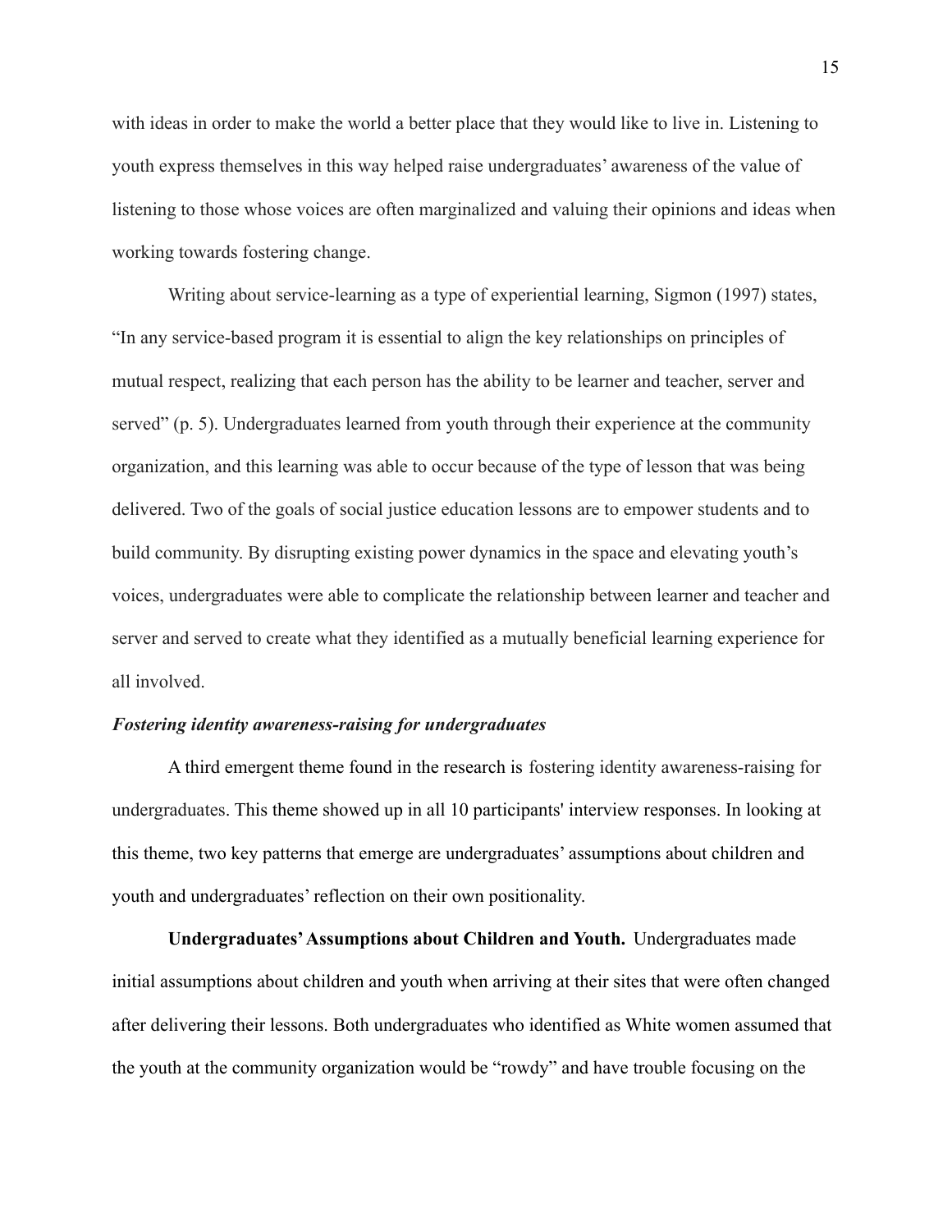with ideas in order to make the world a better place that they would like to live in. Listening to youth express themselves in this way helped raise undergraduates' awareness of the value of listening to those whose voices are often marginalized and valuing their opinions and ideas when working towards fostering change.

Writing about service-learning as a type of experiential learning, Sigmon (1997) states, "In any service-based program it is essential to align the key relationships on principles of mutual respect, realizing that each person has the ability to be learner and teacher, server and served" (p. 5). Undergraduates learned from youth through their experience at the community organization, and this learning was able to occur because of the type of lesson that was being delivered. Two of the goals of social justice education lessons are to empower students and to build community. By disrupting existing power dynamics in the space and elevating youth's voices, undergraduates were able to complicate the relationship between learner and teacher and server and served to create what they identified as a mutually beneficial learning experience for all involved.

### ***Fostering identity awareness-raising for undergraduates***

A third emergent theme found in the research is fostering identity awareness-raising for undergraduates. This theme showed up in all 10 participants' interview responses. In looking at this theme, two key patterns that emerge are undergraduates' assumptions about children and youth and undergraduates' reflection on their own positionality.

**Undergraduates' Assumptions about Children and Youth.** Undergraduates made initial assumptions about children and youth when arriving at their sites that were often changed after delivering their lessons. Both undergraduates who identified as White women assumed that the youth at the community organization would be "rowdy" and have trouble focusing on the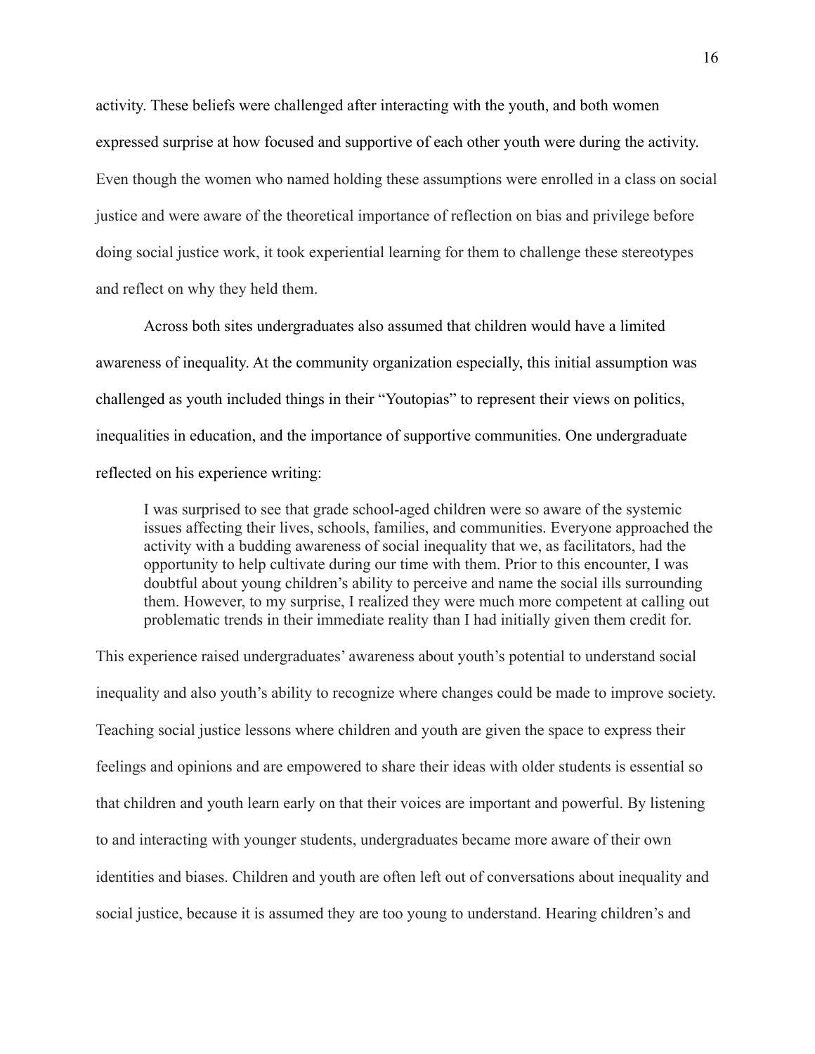activity. These beliefs were challenged after interacting with the youth, and both women expressed surprise at how focused and supportive of each other youth were during the activity. Even though the women who named holding these assumptions were enrolled in a class on social justice and were aware of the theoretical importance of reflection on bias and privilege before doing social justice work, it took experiential learning for them to challenge these stereotypes and reflect on why they held them.

Across both sites undergraduates also assumed that children would have a limited awareness of inequality. At the community organization especially, this initial assumption was challenged as youth included things in their "Youtopias" to represent their views on politics, inequalities in education, and the importance of supportive communities. One undergraduate reflected on his experience writing:

> I was surprised to see that grade school-aged children were so aware of the systemic issues affecting their lives, schools, families, and communities. Everyone approached the activity with a budding awareness of social inequality that we, as facilitators, had the opportunity to help cultivate during our time with them. Prior to this encounter, I was doubtful about young children's ability to perceive and name the social ills surrounding them. However, to my surprise, I realized they were much more competent at calling out problematic trends in their immediate reality than I had initially given them credit for.

This experience raised undergraduates' awareness about youth's potential to understand social inequality and also youth's ability to recognize where changes could be made to improve society. Teaching social justice lessons where children and youth are given the space to express their feelings and opinions and are empowered to share their ideas with older students is essential so that children and youth learn early on that their voices are important and powerful. By listening to and interacting with younger students, undergraduates became more aware of their own identities and biases. Children and youth are often left out of conversations about inequality and social justice, because it is assumed they are too young to understand. Hearing children's and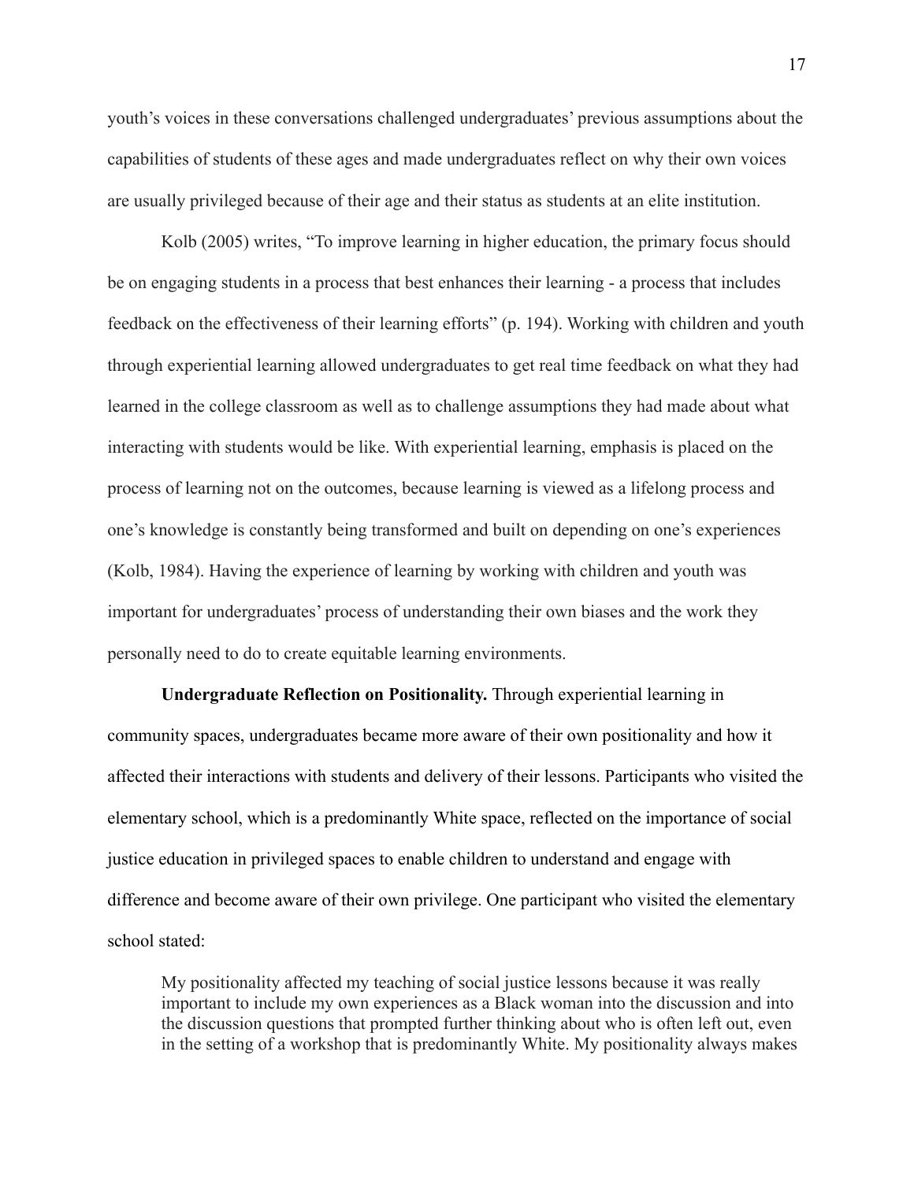youth's voices in these conversations challenged undergraduates' previous assumptions about the capabilities of students of these ages and made undergraduates reflect on why their own voices are usually privileged because of their age and their status as students at an elite institution.

Kolb (2005) writes, "To improve learning in higher education, the primary focus should be on engaging students in a process that best enhances their learning - a process that includes feedback on the effectiveness of their learning efforts" (p. 194). Working with children and youth through experiential learning allowed undergraduates to get real time feedback on what they had learned in the college classroom as well as to challenge assumptions they had made about what interacting with students would be like. With experiential learning, emphasis is placed on the process of learning not on the outcomes, because learning is viewed as a lifelong process and one's knowledge is constantly being transformed and built on depending on one's experiences (Kolb, 1984). Having the experience of learning by working with children and youth was important for undergraduates' process of understanding their own biases and the work they personally need to do to create equitable learning environments.

**Undergraduate Reflection on Positionality.** Through experiential learning in community spaces, undergraduates became more aware of their own positionality and how it affected their interactions with students and delivery of their lessons. Participants who visited the elementary school, which is a predominantly White space, reflected on the importance of social justice education in privileged spaces to enable children to understand and engage with difference and become aware of their own privilege. One participant who visited the elementary school stated:

> My positionality affected my teaching of social justice lessons because it was really important to include my own experiences as a Black woman into the discussion and into the discussion questions that prompted further thinking about who is often left out, even in the setting of a workshop that is predominantly White. My positionality always makes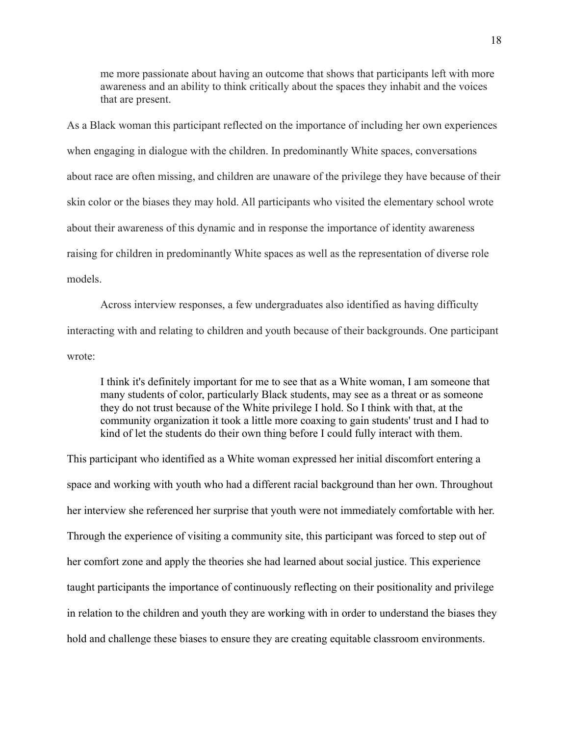> me more passionate about having an outcome that shows that participants left with more awareness and an ability to think critically about the spaces they inhabit and the voices that are present.

As a Black woman this participant reflected on the importance of including her own experiences when engaging in dialogue with the children. In predominantly White spaces, conversations about race are often missing, and children are unaware of the privilege they have because of their skin color or the biases they may hold. All participants who visited the elementary school wrote about their awareness of this dynamic and in response the importance of identity awareness raising for children in predominantly White spaces as well as the representation of diverse role models.

Across interview responses, a few undergraduates also identified as having difficulty interacting with and relating to children and youth because of their backgrounds. One participant wrote:

> I think it's definitely important for me to see that as a White woman, I am someone that many students of color, particularly Black students, may see as a threat or as someone they do not trust because of the White privilege I hold. So I think with that, at the community organization it took a little more coaxing to gain students' trust and I had to kind of let the students do their own thing before I could fully interact with them.

This participant who identified as a White woman expressed her initial discomfort entering a space and working with youth who had a different racial background than her own. Throughout her interview she referenced her surprise that youth were not immediately comfortable with her. Through the experience of visiting a community site, this participant was forced to step out of her comfort zone and apply the theories she had learned about social justice. This experience taught participants the importance of continuously reflecting on their positionality and privilege in relation to the children and youth they are working with in order to understand the biases they hold and challenge these biases to ensure they are creating equitable classroom environments.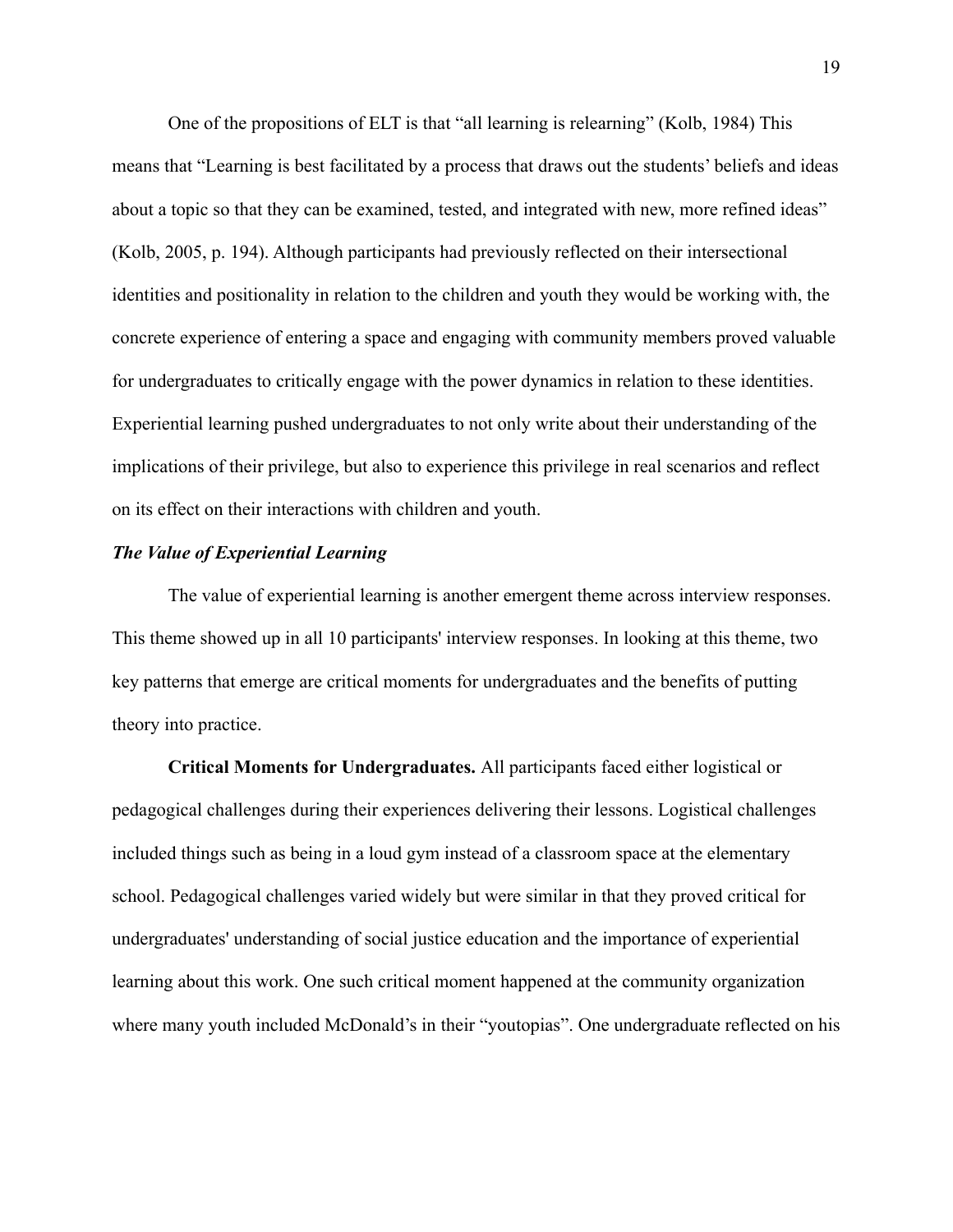One of the propositions of ELT is that "all learning is relearning" (Kolb, 1984) This means that "Learning is best facilitated by a process that draws out the students' beliefs and ideas about a topic so that they can be examined, tested, and integrated with new, more refined ideas" (Kolb, 2005, p. 194). Although participants had previously reflected on their intersectional identities and positionality in relation to the children and youth they would be working with, the concrete experience of entering a space and engaging with community members proved valuable for undergraduates to critically engage with the power dynamics in relation to these identities. Experiential learning pushed undergraduates to not only write about their understanding of the implications of their privilege, but also to experience this privilege in real scenarios and reflect on its effect on their interactions with children and youth.

### *The Value of Experiential Learning*

The value of experiential learning is another emergent theme across interview responses. This theme showed up in all 10 participants' interview responses. In looking at this theme, two key patterns that emerge are critical moments for undergraduates and the benefits of putting theory into practice.

**Critical Moments for Undergraduates.** All participants faced either logistical or pedagogical challenges during their experiences delivering their lessons. Logistical challenges included things such as being in a loud gym instead of a classroom space at the elementary school. Pedagogical challenges varied widely but were similar in that they proved critical for undergraduates' understanding of social justice education and the importance of experiential learning about this work. One such critical moment happened at the community organization where many youth included McDonald's in their "youtopias". One undergraduate reflected on his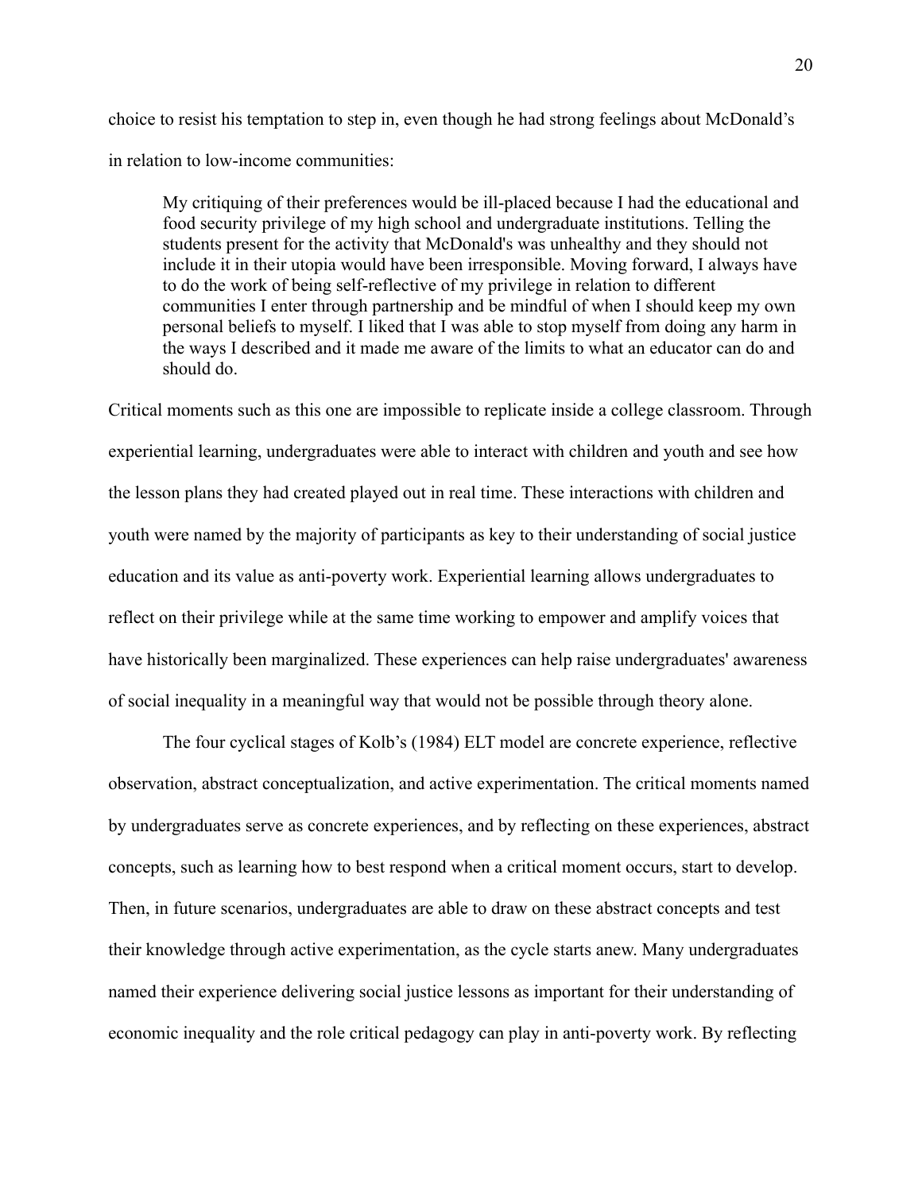choice to resist his temptation to step in, even though he had strong feelings about McDonald's in relation to low-income communities:

> My critiquing of their preferences would be ill-placed because I had the educational and food security privilege of my high school and undergraduate institutions. Telling the students present for the activity that McDonald's was unhealthy and they should not include it in their utopia would have been irresponsible. Moving forward, I always have to do the work of being self-reflective of my privilege in relation to different communities I enter through partnership and be mindful of when I should keep my own personal beliefs to myself. I liked that I was able to stop myself from doing any harm in the ways I described and it made me aware of the limits to what an educator can do and should do.

Critical moments such as this one are impossible to replicate inside a college classroom. Through experiential learning, undergraduates were able to interact with children and youth and see how the lesson plans they had created played out in real time. These interactions with children and youth were named by the majority of participants as key to their understanding of social justice education and its value as anti-poverty work. Experiential learning allows undergraduates to reflect on their privilege while at the same time working to empower and amplify voices that have historically been marginalized. These experiences can help raise undergraduates' awareness of social inequality in a meaningful way that would not be possible through theory alone.

The four cyclical stages of Kolb's (1984) ELT model are concrete experience, reflective observation, abstract conceptualization, and active experimentation. The critical moments named by undergraduates serve as concrete experiences, and by reflecting on these experiences, abstract concepts, such as learning how to best respond when a critical moment occurs, start to develop. Then, in future scenarios, undergraduates are able to draw on these abstract concepts and test their knowledge through active experimentation, as the cycle starts anew. Many undergraduates named their experience delivering social justice lessons as important for their understanding of economic inequality and the role critical pedagogy can play in anti-poverty work. By reflecting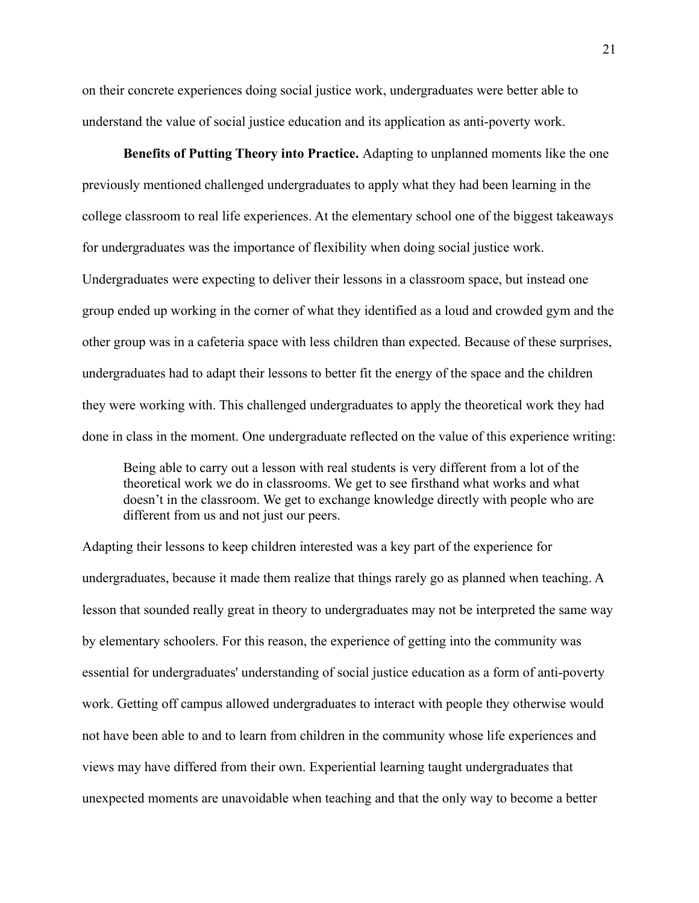on their concrete experiences doing social justice work, undergraduates were better able to understand the value of social justice education and its application as anti-poverty work.

**Benefits of Putting Theory into Practice.** Adapting to unplanned moments like the one previously mentioned challenged undergraduates to apply what they had been learning in the college classroom to real life experiences. At the elementary school one of the biggest takeaways for undergraduates was the importance of flexibility when doing social justice work. Undergraduates were expecting to deliver their lessons in a classroom space, but instead one group ended up working in the corner of what they identified as a loud and crowded gym and the other group was in a cafeteria space with less children than expected. Because of these surprises, undergraduates had to adapt their lessons to better fit the energy of the space and the children they were working with. This challenged undergraduates to apply the theoretical work they had done in class in the moment. One undergraduate reflected on the value of this experience writing:

> Being able to carry out a lesson with real students is very different from a lot of the theoretical work we do in classrooms. We get to see firsthand what works and what doesn't in the classroom. We get to exchange knowledge directly with people who are different from us and not just our peers.

Adapting their lessons to keep children interested was a key part of the experience for undergraduates, because it made them realize that things rarely go as planned when teaching. A lesson that sounded really great in theory to undergraduates may not be interpreted the same way by elementary schoolers. For this reason, the experience of getting into the community was essential for undergraduates' understanding of social justice education as a form of anti-poverty work. Getting off campus allowed undergraduates to interact with people they otherwise would not have been able to and to learn from children in the community whose life experiences and views may have differed from their own. Experiential learning taught undergraduates that unexpected moments are unavoidable when teaching and that the only way to become a better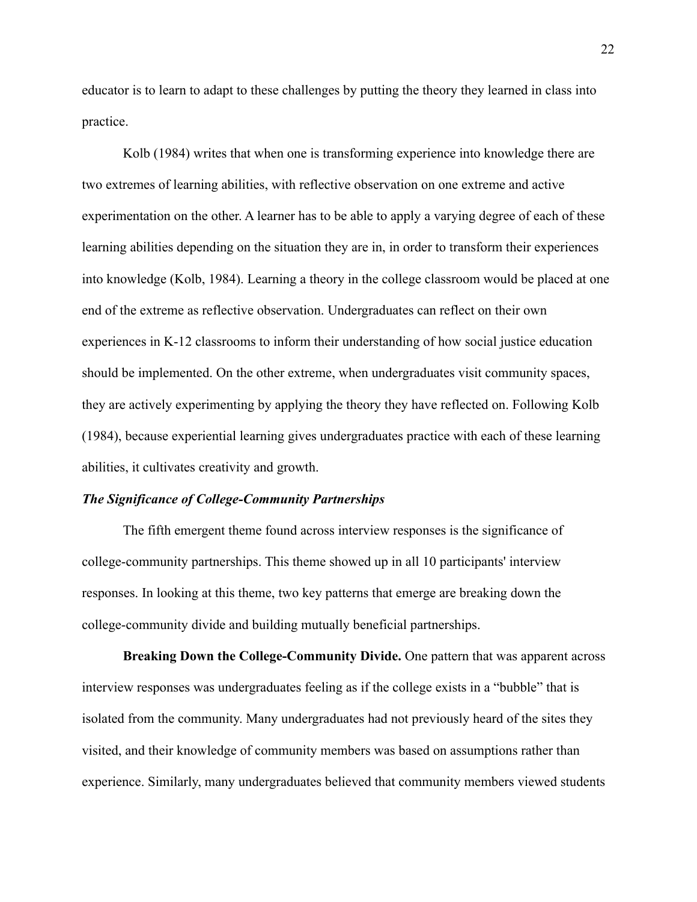educator is to learn to adapt to these challenges by putting the theory they learned in class into practice.

Kolb (1984) writes that when one is transforming experience into knowledge there are two extremes of learning abilities, with reflective observation on one extreme and active experimentation on the other. A learner has to be able to apply a varying degree of each of these learning abilities depending on the situation they are in, in order to transform their experiences into knowledge (Kolb, 1984). Learning a theory in the college classroom would be placed at one end of the extreme as reflective observation. Undergraduates can reflect on their own experiences in K-12 classrooms to inform their understanding of how social justice education should be implemented. On the other extreme, when undergraduates visit community spaces, they are actively experimenting by applying the theory they have reflected on. Following Kolb (1984), because experiential learning gives undergraduates practice with each of these learning abilities, it cultivates creativity and growth.

### *The Significance of College-Community Partnerships*

The fifth emergent theme found across interview responses is the significance of college-community partnerships. This theme showed up in all 10 participants' interview responses. In looking at this theme, two key patterns that emerge are breaking down the college-community divide and building mutually beneficial partnerships.

**Breaking Down the College-Community Divide.** One pattern that was apparent across interview responses was undergraduates feeling as if the college exists in a "bubble" that is isolated from the community. Many undergraduates had not previously heard of the sites they visited, and their knowledge of community members was based on assumptions rather than experience. Similarly, many undergraduates believed that community members viewed students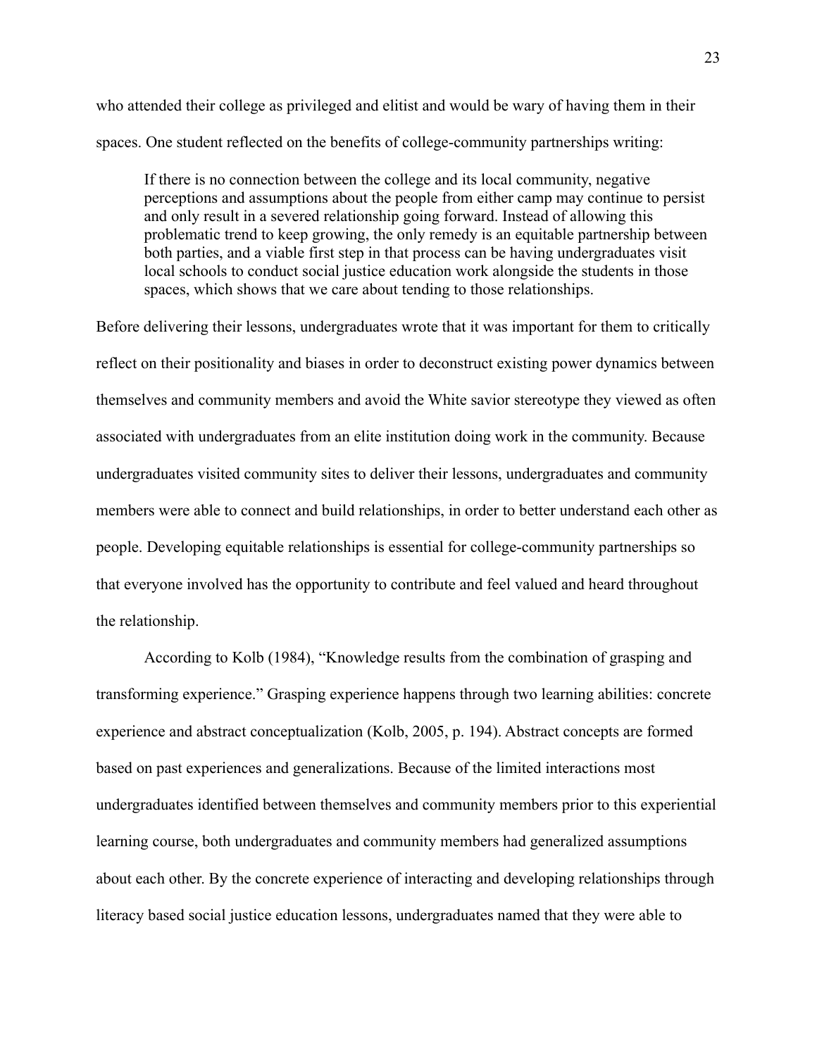who attended their college as privileged and elitist and would be wary of having them in their spaces. One student reflected on the benefits of college-community partnerships writing:

> If there is no connection between the college and its local community, negative perceptions and assumptions about the people from either camp may continue to persist and only result in a severed relationship going forward. Instead of allowing this problematic trend to keep growing, the only remedy is an equitable partnership between both parties, and a viable first step in that process can be having undergraduates visit local schools to conduct social justice education work alongside the students in those spaces, which shows that we care about tending to those relationships.

Before delivering their lessons, undergraduates wrote that it was important for them to critically reflect on their positionality and biases in order to deconstruct existing power dynamics between themselves and community members and avoid the White savior stereotype they viewed as often associated with undergraduates from an elite institution doing work in the community. Because undergraduates visited community sites to deliver their lessons, undergraduates and community members were able to connect and build relationships, in order to better understand each other as people. Developing equitable relationships is essential for college-community partnerships so that everyone involved has the opportunity to contribute and feel valued and heard throughout the relationship.

According to Kolb (1984), "Knowledge results from the combination of grasping and transforming experience." Grasping experience happens through two learning abilities: concrete experience and abstract conceptualization (Kolb, 2005, p. 194). Abstract concepts are formed based on past experiences and generalizations. Because of the limited interactions most undergraduates identified between themselves and community members prior to this experiential learning course, both undergraduates and community members had generalized assumptions about each other. By the concrete experience of interacting and developing relationships through literacy based social justice education lessons, undergraduates named that they were able to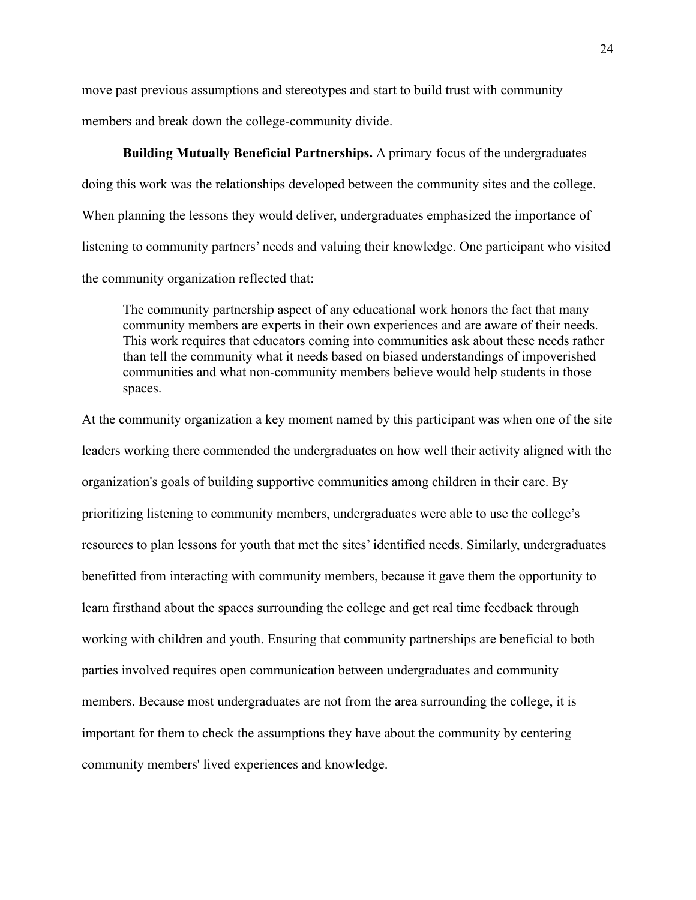move past previous assumptions and stereotypes and start to build trust with community members and break down the college-community divide.

**Building Mutually Beneficial Partnerships.** A primary focus of the undergraduates doing this work was the relationships developed between the community sites and the college. When planning the lessons they would deliver, undergraduates emphasized the importance of listening to community partners' needs and valuing their knowledge. One participant who visited the community organization reflected that:

> The community partnership aspect of any educational work honors the fact that many community members are experts in their own experiences and are aware of their needs. This work requires that educators coming into communities ask about these needs rather than tell the community what it needs based on biased understandings of impoverished communities and what non-community members believe would help students in those spaces.

At the community organization a key moment named by this participant was when one of the site leaders working there commended the undergraduates on how well their activity aligned with the organization's goals of building supportive communities among children in their care. By prioritizing listening to community members, undergraduates were able to use the college's resources to plan lessons for youth that met the sites' identified needs. Similarly, undergraduates benefitted from interacting with community members, because it gave them the opportunity to learn firsthand about the spaces surrounding the college and get real time feedback through working with children and youth. Ensuring that community partnerships are beneficial to both parties involved requires open communication between undergraduates and community members. Because most undergraduates are not from the area surrounding the college, it is important for them to check the assumptions they have about the community by centering community members' lived experiences and knowledge.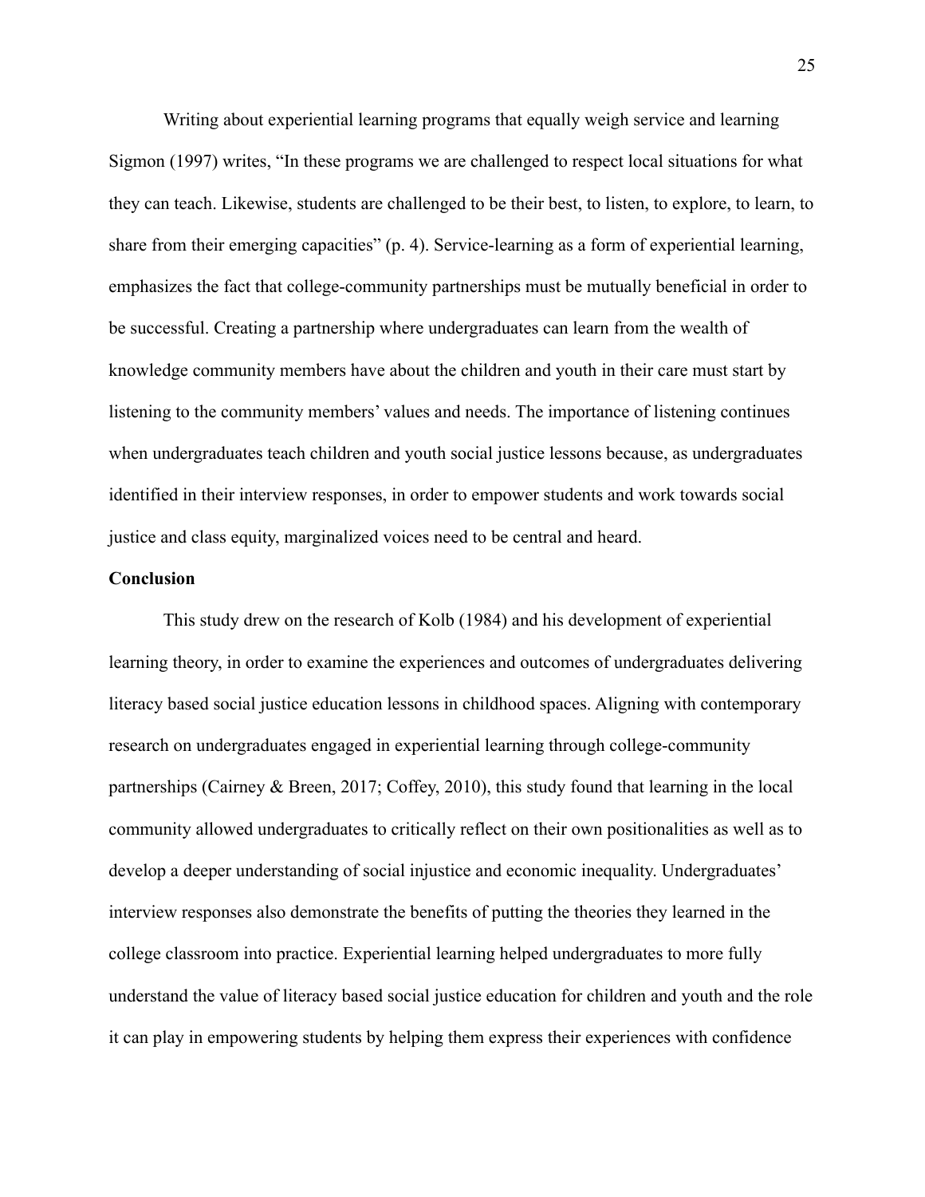Writing about experiential learning programs that equally weigh service and learning Sigmon (1997) writes, “In these programs we are challenged to respect local situations for what they can teach. Likewise, students are challenged to be their best, to listen, to explore, to learn, to share from their emerging capacities” (p. 4). Service-learning as a form of experiential learning, emphasizes the fact that college-community partnerships must be mutually beneficial in order to be successful. Creating a partnership where undergraduates can learn from the wealth of knowledge community members have about the children and youth in their care must start by listening to the community members’ values and needs. The importance of listening continues when undergraduates teach children and youth social justice lessons because, as undergraduates identified in their interview responses, in order to empower students and work towards social justice and class equity, marginalized voices need to be central and heard.

**Conclusion**

This study drew on the research of Kolb (1984) and his development of experiential learning theory, in order to examine the experiences and outcomes of undergraduates delivering literacy based social justice education lessons in childhood spaces. Aligning with contemporary research on undergraduates engaged in experiential learning through college-community partnerships (Cairney & Breen, 2017; Coffey, 2010), this study found that learning in the local community allowed undergraduates to critically reflect on their own positionalities as well as to develop a deeper understanding of social injustice and economic inequality. Undergraduates’ interview responses also demonstrate the benefits of putting the theories they learned in the college classroom into practice. Experiential learning helped undergraduates to more fully understand the value of literacy based social justice education for children and youth and the role it can play in empowering students by helping them express their experiences with confidence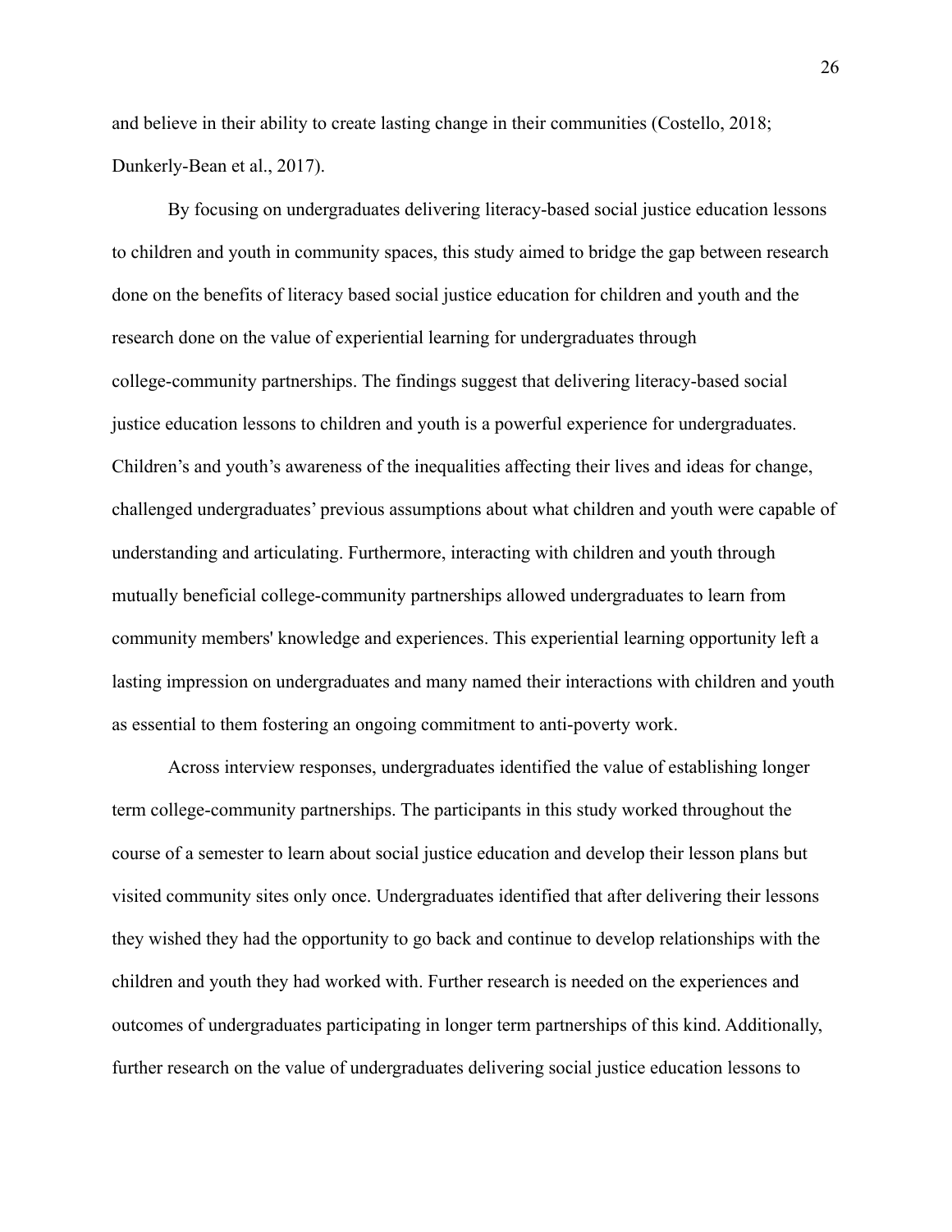and believe in their ability to create lasting change in their communities (Costello, 2018; Dunkerly-Bean et al., 2017).

By focusing on undergraduates delivering literacy-based social justice education lessons to children and youth in community spaces, this study aimed to bridge the gap between research done on the benefits of literacy based social justice education for children and youth and the research done on the value of experiential learning for undergraduates through college-community partnerships. The findings suggest that delivering literacy-based social justice education lessons to children and youth is a powerful experience for undergraduates. Children's and youth's awareness of the inequalities affecting their lives and ideas for change, challenged undergraduates' previous assumptions about what children and youth were capable of understanding and articulating. Furthermore, interacting with children and youth through mutually beneficial college-community partnerships allowed undergraduates to learn from community members' knowledge and experiences. This experiential learning opportunity left a lasting impression on undergraduates and many named their interactions with children and youth as essential to them fostering an ongoing commitment to anti-poverty work.

Across interview responses, undergraduates identified the value of establishing longer term college-community partnerships. The participants in this study worked throughout the course of a semester to learn about social justice education and develop their lesson plans but visited community sites only once. Undergraduates identified that after delivering their lessons they wished they had the opportunity to go back and continue to develop relationships with the children and youth they had worked with. Further research is needed on the experiences and outcomes of undergraduates participating in longer term partnerships of this kind. Additionally, further research on the value of undergraduates delivering social justice education lessons to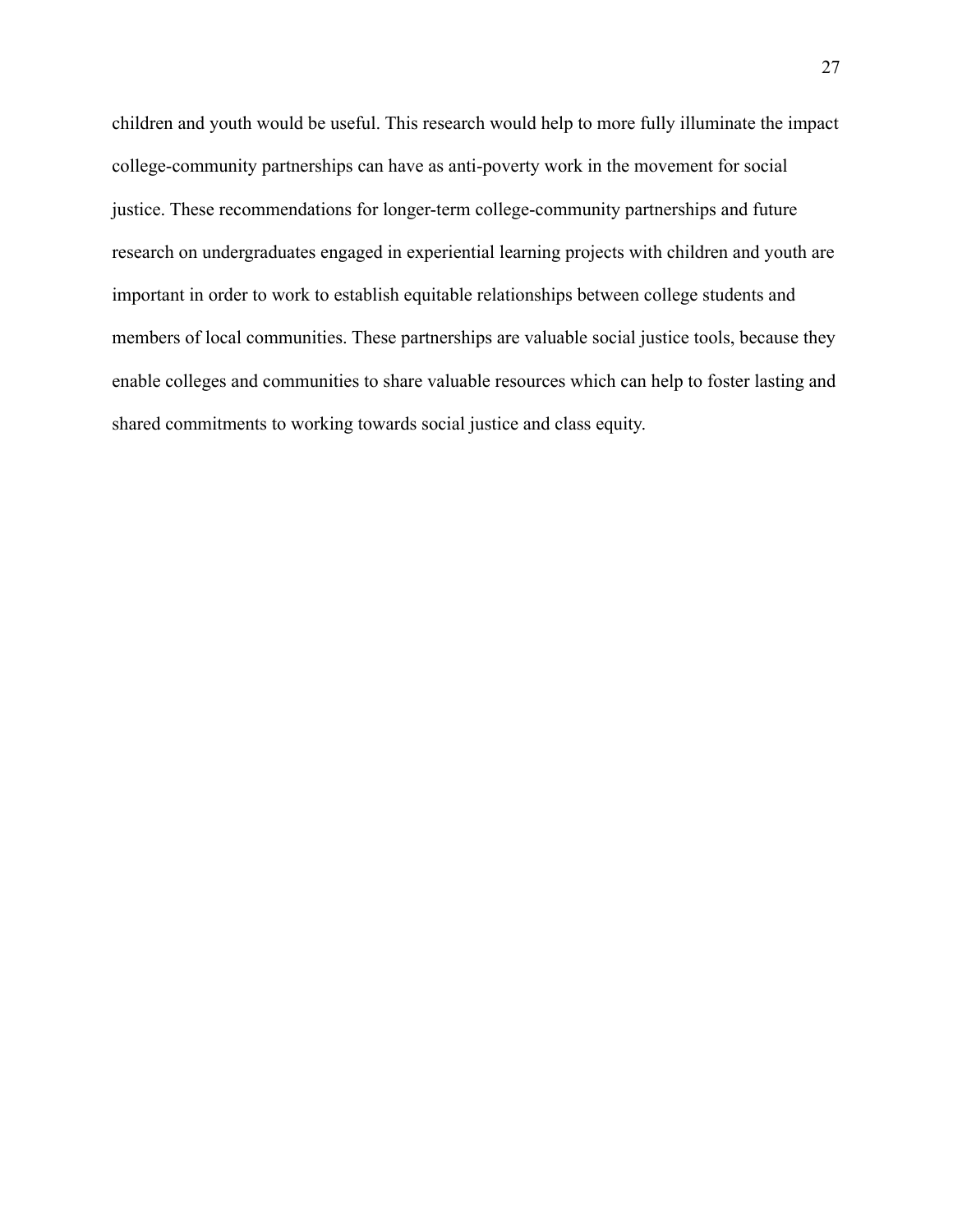children and youth would be useful. This research would help to more fully illuminate the impact college-community partnerships can have as anti-poverty work in the movement for social justice. These recommendations for longer-term college-community partnerships and future research on undergraduates engaged in experiential learning projects with children and youth are important in order to work to establish equitable relationships between college students and members of local communities. These partnerships are valuable social justice tools, because they enable colleges and communities to share valuable resources which can help to foster lasting and shared commitments to working towards social justice and class equity.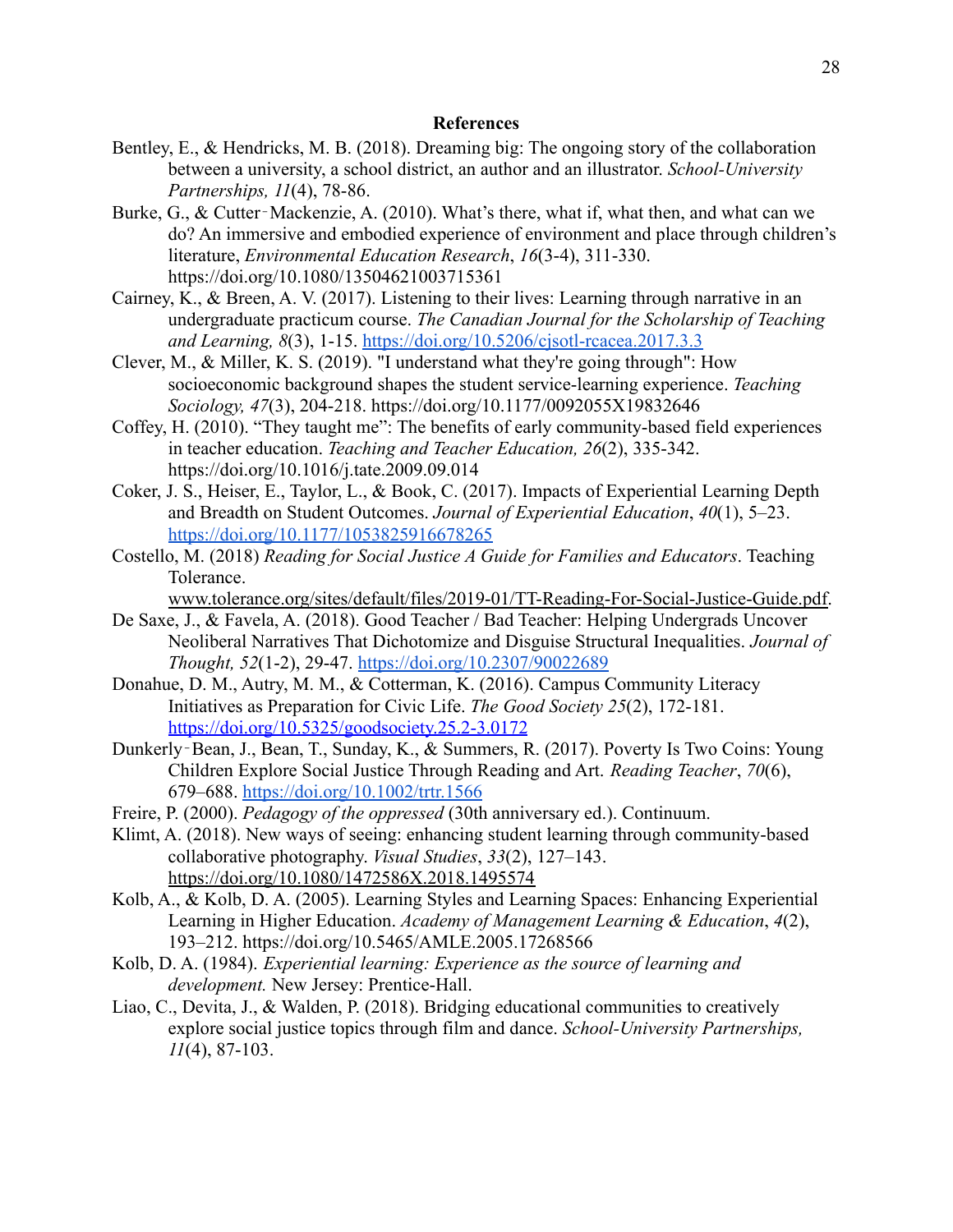# References

Bentley, E., & Hendricks, M. B. (2018). Dreaming big: The ongoing story of the collaboration between a university, a school district, an author and an illustrator. *School-University Partnerships, 11*(4), 78-86.

Burke, G., & Cutter‐Mackenzie, A. (2010). What's there, what if, what then, and what can we do? An immersive and embodied experience of environment and place through children's literature, *Environmental Education Research*, *16*(3-4), 311-330. https://doi.org/10.1080/13504621003715361

Cairney, K., & Breen, A. V. (2017). Listening to their lives: Learning through narrative in an undergraduate practicum course. *The Canadian Journal for the Scholarship of Teaching and Learning, 8*(3), 1-15. https://doi.org/10.5206/cjsotl-rcacea.2017.3.3

Clever, M., & Miller, K. S. (2019). "I understand what they're going through": How socioeconomic background shapes the student service-learning experience. *Teaching Sociology, 47*(3), 204-218. https://doi.org/10.1177/0092055X19832646

Coffey, H. (2010). "They taught me": The benefits of early community-based field experiences in teacher education. *Teaching and Teacher Education, 26*(2), 335-342. https://doi.org/10.1016/j.tate.2009.09.014

Coker, J. S., Heiser, E., Taylor, L., & Book, C. (2017). Impacts of Experiential Learning Depth and Breadth on Student Outcomes. *Journal of Experiential Education*, *40*(1), 5–23. https://doi.org/10.1177/1053825916678265

Costello, M. (2018) *Reading for Social Justice A Guide for Families and Educators*. Teaching Tolerance. www.tolerance.org/sites/default/files/2019-01/TT-Reading-For-Social-Justice-Guide.pdf.

De Saxe, J., & Favela, A. (2018). Good Teacher / Bad Teacher: Helping Undergrads Uncover Neoliberal Narratives That Dichotomize and Disguise Structural Inequalities. *Journal of Thought, 52*(1-2), 29-47. https://doi.org/10.2307/90022689

Donahue, D. M., Autry, M. M., & Cotterman, K. (2016). Campus Community Literacy Initiatives as Preparation for Civic Life. *The Good Society 25*(2), 172-181. https://doi.org/10.5325/goodsociety.25.2-3.0172

Dunkerly‐Bean, J., Bean, T., Sunday, K., & Summers, R. (2017). Poverty Is Two Coins: Young Children Explore Social Justice Through Reading and Art. *Reading Teacher*, *70*(6), 679–688. https://doi.org/10.1002/trtr.1566

Freire, P. (2000). *Pedagogy of the oppressed* (30th anniversary ed.). Continuum.

Klimt, A. (2018). New ways of seeing: enhancing student learning through community-based collaborative photography. *Visual Studies*, *33*(2), 127–143. https://doi.org/10.1080/1472586X.2018.1495574

Kolb, A., & Kolb, D. A. (2005). Learning Styles and Learning Spaces: Enhancing Experiential Learning in Higher Education. *Academy of Management Learning & Education*, *4*(2), 193–212. https://doi.org/10.5465/AMLE.2005.17268566

Kolb, D. A. (1984). *Experiential learning: Experience as the source of learning and development.* New Jersey: Prentice-Hall.

Liao, C., Devita, J., & Walden, P. (2018). Bridging educational communities to creatively explore social justice topics through film and dance. *School-University Partnerships, 11*(4), 87-103.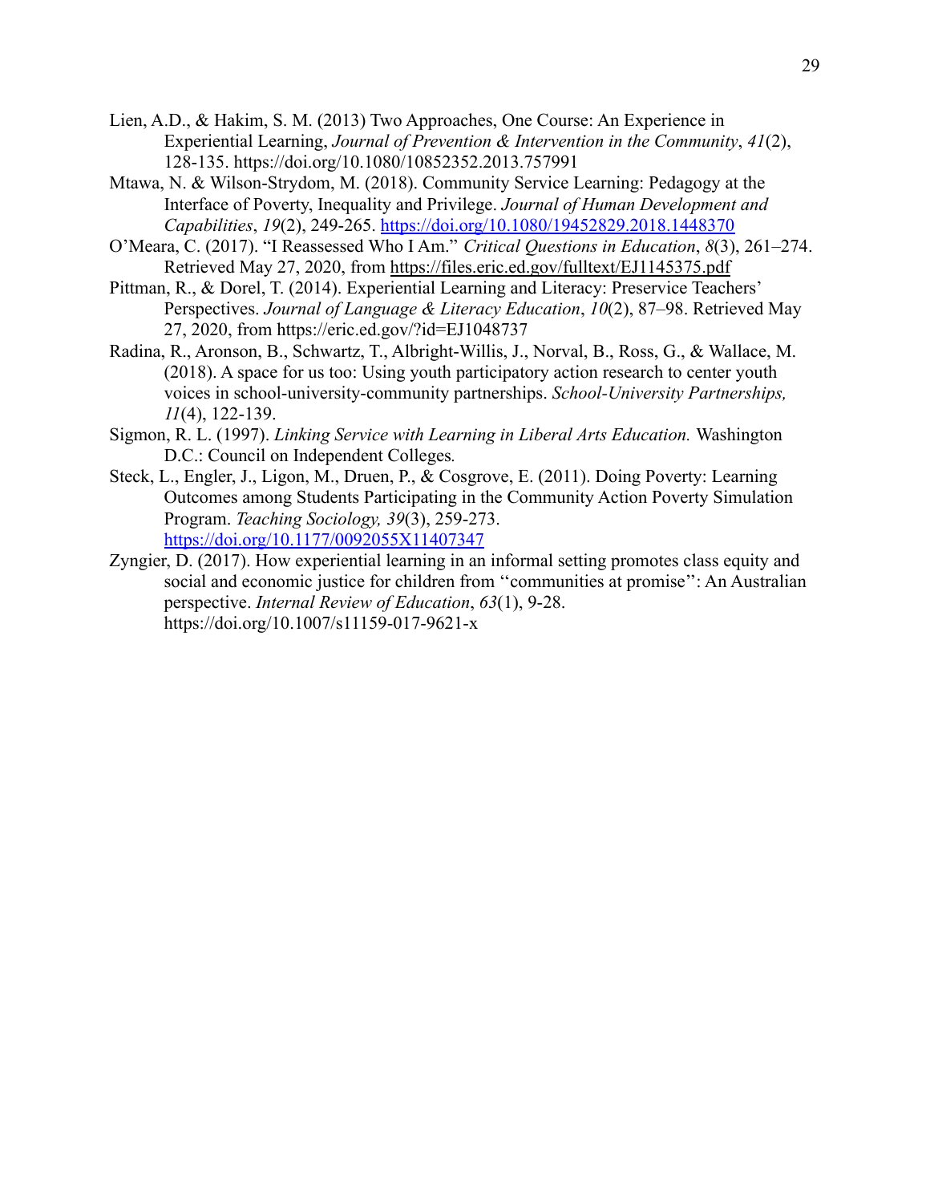Lien, A.D., & Hakim, S. M. (2013) Two Approaches, One Course: An Experience in Experiential Learning, *Journal of Prevention & Intervention in the Community*, *41*(2), 128-135. https://doi.org/10.1080/10852352.2013.757991

Mtawa, N. & Wilson-Strydom, M. (2018). Community Service Learning: Pedagogy at the Interface of Poverty, Inequality and Privilege. *Journal of Human Development and Capabilities*, *19*(2), 249-265. https://doi.org/10.1080/19452829.2018.1448370

O'Meara, C. (2017). "I Reassessed Who I Am." *Critical Questions in Education*, *8*(3), 261–274. Retrieved May 27, 2020, from https://files.eric.ed.gov/fulltext/EJ1145375.pdf

Pittman, R., & Dorel, T. (2014). Experiential Learning and Literacy: Preservice Teachers' Perspectives. *Journal of Language & Literacy Education*, *10*(2), 87–98. Retrieved May 27, 2020, from https://eric.ed.gov/?id=EJ1048737

Radina, R., Aronson, B., Schwartz, T., Albright-Willis, J., Norval, B., Ross, G., & Wallace, M. (2018). A space for us too: Using youth participatory action research to center youth voices in school-university-community partnerships. *School-University Partnerships, 11*(4), 122-139.

Sigmon, R. L. (1997). *Linking Service with Learning in Liberal Arts Education.* Washington D.C.: Council on Independent Colleges*.*

Steck, L., Engler, J., Ligon, M., Druen, P., & Cosgrove, E. (2011). Doing Poverty: Learning Outcomes among Students Participating in the Community Action Poverty Simulation Program. *Teaching Sociology, 39*(3), 259-273. https://doi.org/10.1177/0092055X11407347

Zyngier, D. (2017). How experiential learning in an informal setting promotes class equity and social and economic justice for children from ''communities at promise'': An Australian perspective. *Internal Review of Education*, *63*(1), 9-28. https://doi.org/10.1007/s11159-017-9621-x